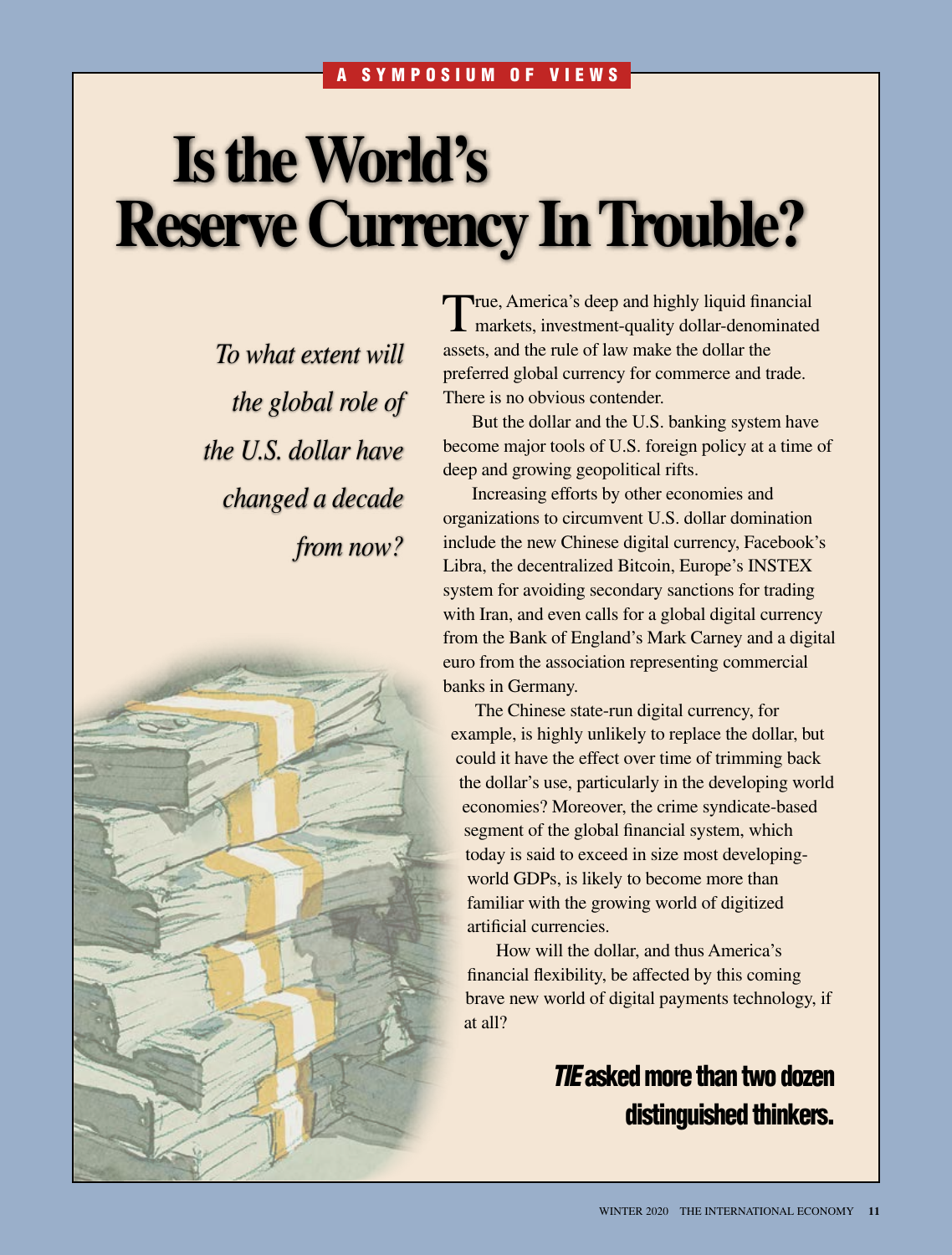A SYMPOSIUM OF VIEWS

# Is the World's Reserve Currency In Trouble?

*To what extent will the global role of the U.S. dollar have changed a decade from now?*

True, America's deep and highly liquid financial markets, investment-quality dollar-denominated assets, and the rule of law make the dollar the preferred global currency for commerce and trade. There is no obvious contender.

But the dollar and the U.S. banking system have become major tools of U.S. foreign policy at a time of deep and growing geopolitical rifts.

Increasing efforts by other economies and organizations to circumvent U.S. dollar domination include the new Chinese digital currency, Facebook's Libra, the decentralized Bitcoin, Europe's INSTEX system for avoiding secondary sanctions for trading with Iran, and even calls for a global digital currency from the Bank of England's Mark Carney and a digital euro from the association representing commercial banks in Germany.

The Chinese state-run digital currency, for example, is highly unlikely to replace the dollar, but could it have the effect over time of trimming back the dollar's use, particularly in the developing world economies? Moreover, the crime syndicate-based segment of the global financial system, which today is said to exceed in size most developing-world GDPs, is likely to become more than familiar with the growing world of digitized artificial currencies.

How will the dollar, and thus America's financial flexibility, be affected by this coming brave new world of digital payments technology, if at all?

***TIE* asked more than two dozen distinguished thinkers.**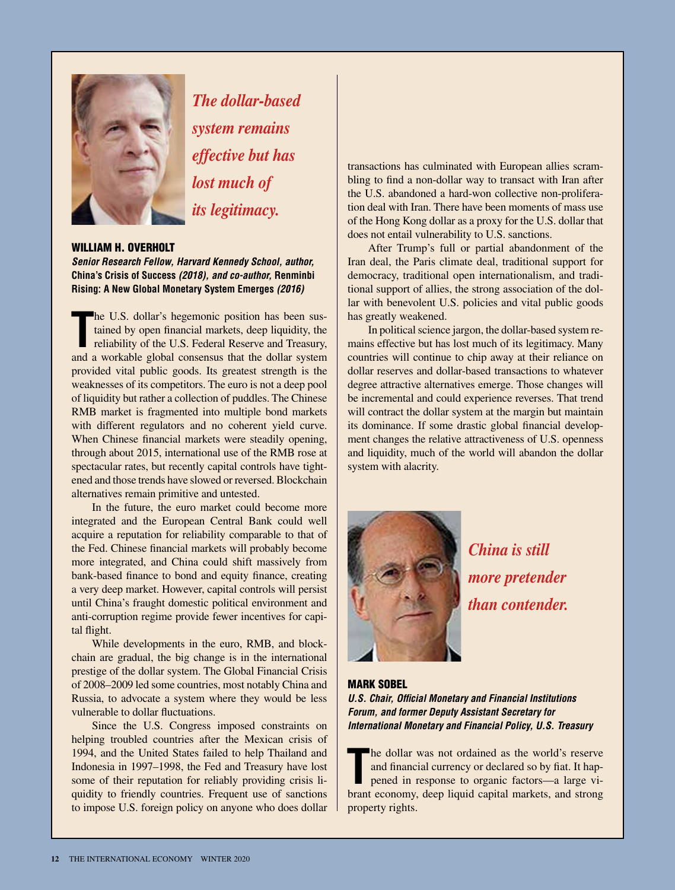*The dollar-based system remains effective but has lost much of its legitimacy.*

**WILLIAM H. OVERHOLT**

***Senior Research Fellow, Harvard Kennedy School, author,* China's Crisis of Success *(2018), and co-author,* Renminbi Rising: A New Global Monetary System Emerges *(2016)***

The U.S. dollar's hegemonic position has been sustained by open financial markets, deep liquidity, the reliability of the U.S. Federal Reserve and Treasury, and a workable global consensus that the dollar system provided vital public goods. Its greatest strength is the weaknesses of its competitors. The euro is not a deep pool of liquidity but rather a collection of puddles. The Chinese RMB market is fragmented into multiple bond markets with different regulators and no coherent yield curve. When Chinese financial markets were steadily opening, through about 2015, international use of the RMB rose at spectacular rates, but recently capital controls have tightened and those trends have slowed or reversed. Blockchain alternatives remain primitive and untested.

In the future, the euro market could become more integrated and the European Central Bank could well acquire a reputation for reliability comparable to that of the Fed. Chinese financial markets will probably become more integrated, and China could shift massively from bank-based finance to bond and equity finance, creating a very deep market. However, capital controls will persist until China's fraught domestic political environment and anti-corruption regime provide fewer incentives for capital flight.

While developments in the euro, RMB, and blockchain are gradual, the big change is in the international prestige of the dollar system. The Global Financial Crisis of 2008–2009 led some countries, most notably China and Russia, to advocate a system where they would be less vulnerable to dollar fluctuations.

Since the U.S. Congress imposed constraints on helping troubled countries after the Mexican crisis of 1994, and the United States failed to help Thailand and Indonesia in 1997–1998, the Fed and Treasury have lost some of their reputation for reliably providing crisis liquidity to friendly countries. Frequent use of sanctions to impose U.S. foreign policy on anyone who does dollar transactions has culminated with European allies scrambling to find a non-dollar way to transact with Iran after the U.S. abandoned a hard-won collective non-proliferation deal with Iran. There have been moments of mass use of the Hong Kong dollar as a proxy for the U.S. dollar that does not entail vulnerability to U.S. sanctions.

After Trump's full or partial abandonment of the Iran deal, the Paris climate deal, traditional support for democracy, traditional open internationalism, and traditional support of allies, the strong association of the dollar with benevolent U.S. policies and vital public goods has greatly weakened.

In political science jargon, the dollar-based system remains effective but has lost much of its legitimacy. Many countries will continue to chip away at their reliance on dollar reserves and dollar-based transactions to whatever degree attractive alternatives emerge. Those changes will be incremental and could experience reverses. That trend will contract the dollar system at the margin but maintain its dominance. If some drastic global financial development changes the relative attractiveness of U.S. openness and liquidity, much of the world will abandon the dollar system with alacrity.

*China is still more pretender than contender.*

**MARK SOBEL**

***U.S. Chair, Official Monetary and Financial Institutions Forum, and former Deputy Assistant Secretary for International Monetary and Financial Policy, U.S. Treasury***

The dollar was not ordained as the world's reserve and financial currency or declared so by fiat. It happened in response to organic factors—a large vibrant economy, deep liquid capital markets, and strong property rights.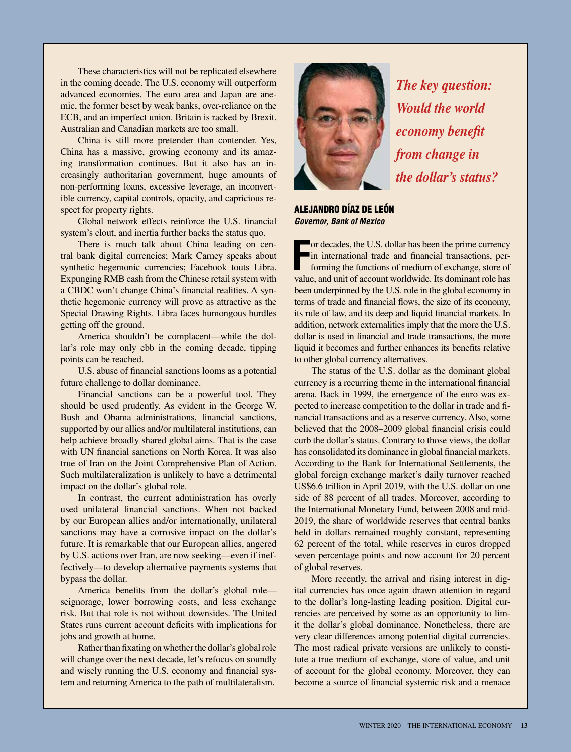These characteristics will not be replicated elsewhere in the coming decade. The U.S. economy will outperform advanced economies. The euro area and Japan are anemic, the former beset by weak banks, over-reliance on the ECB, and an imperfect union. Britain is racked by Brexit. Australian and Canadian markets are too small.

China is still more pretender than contender. Yes, China has a massive, growing economy and its amazing transformation continues. But it also has an increasingly authoritarian government, huge amounts of non-performing loans, excessive leverage, an inconvertible currency, capital controls, opacity, and capricious respect for property rights.

Global network effects reinforce the U.S. financial system's clout, and inertia further backs the status quo.

There is much talk about China leading on central bank digital currencies; Mark Carney speaks about synthetic hegemonic currencies; Facebook touts Libra. Expunging RMB cash from the Chinese retail system with a CBDC won't change China's financial realities. A synthetic hegemonic currency will prove as attractive as the Special Drawing Rights. Libra faces humongous hurdles getting off the ground.

America shouldn't be complacent—while the dollar's role may only ebb in the coming decade, tipping points can be reached.

U.S. abuse of financial sanctions looms as a potential future challenge to dollar dominance.

Financial sanctions can be a powerful tool. They should be used prudently. As evident in the George W. Bush and Obama administrations, financial sanctions, supported by our allies and/or multilateral institutions, can help achieve broadly shared global aims. That is the case with UN financial sanctions on North Korea. It was also true of Iran on the Joint Comprehensive Plan of Action. Such multilateralization is unlikely to have a detrimental impact on the dollar's global role.

In contrast, the current administration has overly used unilateral financial sanctions. When not backed by our European allies and/or internationally, unilateral sanctions may have a corrosive impact on the dollar's future. It is remarkable that our European allies, angered by U.S. actions over Iran, are now seeking—even if ineffectively—to develop alternative payments systems that bypass the dollar.

America benefits from the dollar's global role—seignorage, lower borrowing costs, and less exchange risk. But that role is not without downsides. The United States runs current account deficits with implications for jobs and growth at home.

Rather than fixating on whether the dollar's global role will change over the next decade, let's refocus on soundly and wisely running the U.S. economy and financial system and returning America to the path of multilateralism.

*The key question: Would the world economy benefit from change in the dollar's status?*

## ALEJANDRO DÍAZ DE LEÓN

***Governor, Bank of Mexico***

For decades, the U.S. dollar has been the prime currency in international trade and financial transactions, performing the functions of medium of exchange, store of value, and unit of account worldwide. Its dominant role has been underpinned by the U.S. role in the global economy in terms of trade and financial flows, the size of its economy, its rule of law, and its deep and liquid financial markets. In addition, network externalities imply that the more the U.S. dollar is used in financial and trade transactions, the more liquid it becomes and further enhances its benefits relative to other global currency alternatives.

The status of the U.S. dollar as the dominant global currency is a recurring theme in the international financial arena. Back in 1999, the emergence of the euro was expected to increase competition to the dollar in trade and financial transactions and as a reserve currency. Also, some believed that the 2008–2009 global financial crisis could curb the dollar's status. Contrary to those views, the dollar has consolidated its dominance in global financial markets. According to the Bank for International Settlements, the global foreign exchange market's daily turnover reached US$6.6 trillion in April 2019, with the U.S. dollar on one side of 88 percent of all trades. Moreover, according to the International Monetary Fund, between 2008 and mid-2019, the share of worldwide reserves that central banks held in dollars remained roughly constant, representing 62 percent of the total, while reserves in euros dropped seven percentage points and now account for 20 percent of global reserves.

More recently, the arrival and rising interest in digital currencies has once again drawn attention in regard to the dollar's long-lasting leading position. Digital currencies are perceived by some as an opportunity to limit the dollar's global dominance. Nonetheless, there are very clear differences among potential digital currencies. The most radical private versions are unlikely to constitute a true medium of exchange, store of value, and unit of account for the global economy. Moreover, they can become a source of financial systemic risk and a menace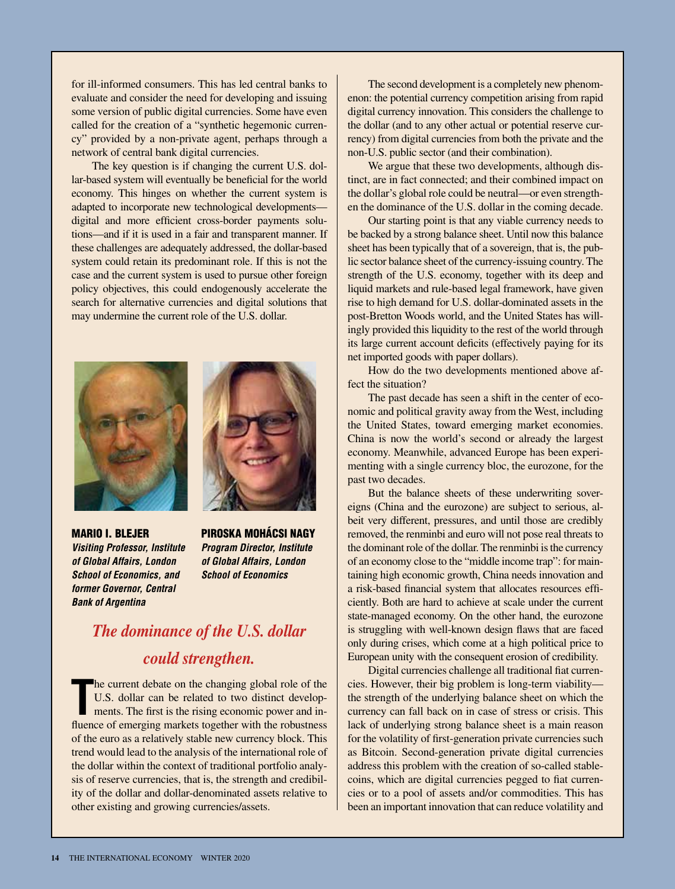for ill-informed consumers. This has led central banks to evaluate and consider the need for developing and issuing some version of public digital currencies. Some have even called for the creation of a "synthetic hegemonic currency" provided by a non-private agent, perhaps through a network of central bank digital currencies.

The key question is if changing the current U.S. dollar-based system will eventually be beneficial for the world economy. This hinges on whether the current system is adapted to incorporate new technological developments—digital and more efficient cross-border payments solutions—and if it is used in a fair and transparent manner. If these challenges are adequately addressed, the dollar-based system could retain its predominant role. If this is not the case and the current system is used to pursue other foreign policy objectives, this could endogenously accelerate the search for alternative currencies and digital solutions that may undermine the current role of the U.S. dollar.

**MARIO I. BLEJER**
***Visiting Professor, Institute of Global Affairs, London School of Economics, and former Governor, Central Bank of Argentina***

**PIROSKA MOHÁCSI NAGY**
***Program Director, Institute of Global Affairs, London School of Economics***

## *The dominance of the U.S. dollar could strengthen.*

The current debate on the changing global role of the U.S. dollar can be related to two distinct developments. The first is the rising economic power and influence of emerging markets together with the robustness of the euro as a relatively stable new currency block. This trend would lead to the analysis of the international role of the dollar within the context of traditional portfolio analysis of reserve currencies, that is, the strength and credibility of the dollar and dollar-denominated assets relative to other existing and growing currencies/assets.

The second development is a completely new phenomenon: the potential currency competition arising from rapid digital currency innovation. This considers the challenge to the dollar (and to any other actual or potential reserve currency) from digital currencies from both the private and the non-U.S. public sector (and their combination).

We argue that these two developments, although distinct, are in fact connected; and their combined impact on the dollar's global role could be neutral—or even strengthen the dominance of the U.S. dollar in the coming decade.

Our starting point is that any viable currency needs to be backed by a strong balance sheet. Until now this balance sheet has been typically that of a sovereign, that is, the public sector balance sheet of the currency-issuing country. The strength of the U.S. economy, together with its deep and liquid markets and rule-based legal framework, have given rise to high demand for U.S. dollar-dominated assets in the post-Bretton Woods world, and the United States has willingly provided this liquidity to the rest of the world through its large current account deficits (effectively paying for its net imported goods with paper dollars).

How do the two developments mentioned above affect the situation?

The past decade has seen a shift in the center of economic and political gravity away from the West, including the United States, toward emerging market economies. China is now the world's second or already the largest economy. Meanwhile, advanced Europe has been experimenting with a single currency bloc, the eurozone, for the past two decades.

But the balance sheets of these underwriting sovereigns (China and the eurozone) are subject to serious, albeit very different, pressures, and until those are credibly removed, the renminbi and euro will not pose real threats to the dominant role of the dollar. The renminbi is the currency of an economy close to the "middle income trap": for maintaining high economic growth, China needs innovation and a risk-based financial system that allocates resources efficiently. Both are hard to achieve at scale under the current state-managed economy. On the other hand, the eurozone is struggling with well-known design flaws that are faced only during crises, which come at a high political price to European unity with the consequent erosion of credibility.

Digital currencies challenge all traditional fiat currencies. However, their big problem is long-term viability—the strength of the underlying balance sheet on which the currency can fall back on in case of stress or crisis. This lack of underlying strong balance sheet is a main reason for the volatility of first-generation private currencies such as Bitcoin. Second-generation private digital currencies address this problem with the creation of so-called stablecoins, which are digital currencies pegged to fiat currencies or to a pool of assets and/or commodities. This has been an important innovation that can reduce volatility and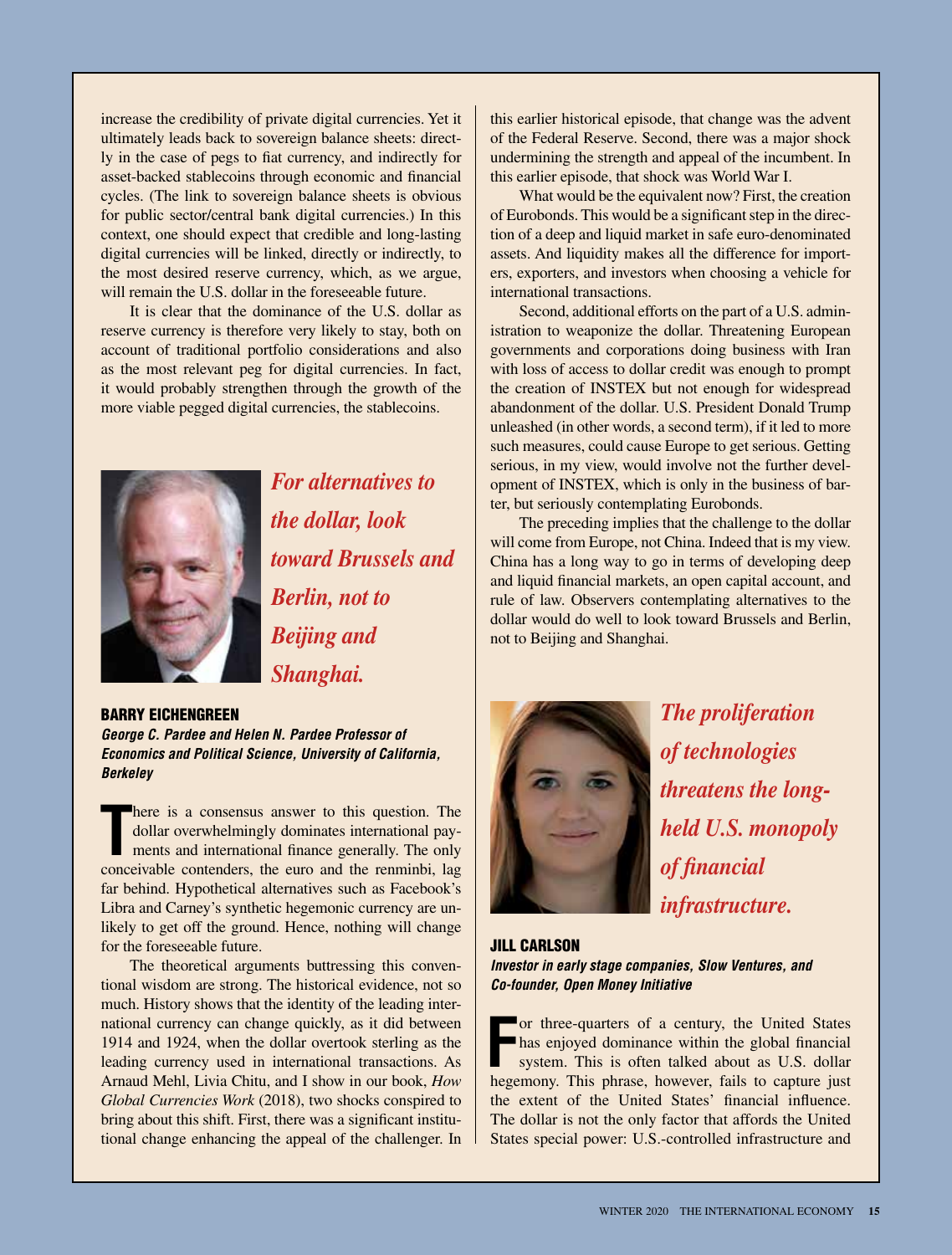increase the credibility of private digital currencies. Yet it ultimately leads back to sovereign balance sheets: directly in the case of pegs to fiat currency, and indirectly for asset-backed stablecoins through economic and financial cycles. (The link to sovereign balance sheets is obvious for public sector/central bank digital currencies.) In this context, one should expect that credible and long-lasting digital currencies will be linked, directly or indirectly, to the most desired reserve currency, which, as we argue, will remain the U.S. dollar in the foreseeable future.

It is clear that the dominance of the U.S. dollar as reserve currency is therefore very likely to stay, both on account of traditional portfolio considerations and also as the most relevant peg for digital currencies. In fact, it would probably strengthen through the growth of the more viable pegged digital currencies, the stablecoins.

*For alternatives to the dollar, look toward Brussels and Berlin, not to Beijing and Shanghai.*

**BARRY EICHENGREEN**
***George C. Pardee and Helen N. Pardee Professor of Economics and Political Science, University of California, Berkeley***

There is a consensus answer to this question. The dollar overwhelmingly dominates international payments and international finance generally. The only conceivable contenders, the euro and the renminbi, lag far behind. Hypothetical alternatives such as Facebook's Libra and Carney's synthetic hegemonic currency are unlikely to get off the ground. Hence, nothing will change for the foreseeable future.

The theoretical arguments buttressing this conventional wisdom are strong. The historical evidence, not so much. History shows that the identity of the leading international currency can change quickly, as it did between 1914 and 1924, when the dollar overtook sterling as the leading currency used in international transactions. As Arnaud Mehl, Livia Chitu, and I show in our book, *How Global Currencies Work* (2018), two shocks conspired to bring about this shift. First, there was a significant institutional change enhancing the appeal of the challenger. In this earlier historical episode, that change was the advent of the Federal Reserve. Second, there was a major shock undermining the strength and appeal of the incumbent. In this earlier episode, that shock was World War I.

What would be the equivalent now? First, the creation of Eurobonds. This would be a significant step in the direction of a deep and liquid market in safe euro-denominated assets. And liquidity makes all the difference for importers, exporters, and investors when choosing a vehicle for international transactions.

Second, additional efforts on the part of a U.S. administration to weaponize the dollar. Threatening European governments and corporations doing business with Iran with loss of access to dollar credit was enough to prompt the creation of INSTEX but not enough for widespread abandonment of the dollar. U.S. President Donald Trump unleashed (in other words, a second term), if it led to more such measures, could cause Europe to get serious. Getting serious, in my view, would involve not the further development of INSTEX, which is only in the business of barter, but seriously contemplating Eurobonds.

The preceding implies that the challenge to the dollar will come from Europe, not China. Indeed that is my view. China has a long way to go in terms of developing deep and liquid financial markets, an open capital account, and rule of law. Observers contemplating alternatives to the dollar would do well to look toward Brussels and Berlin, not to Beijing and Shanghai.

*The proliferation of technologies threatens the long-held U.S. monopoly of financial infrastructure.*

**JILL CARLSON**
***Investor in early stage companies, Slow Ventures, and Co-founder, Open Money Initiative***

For three-quarters of a century, the United States has enjoyed dominance within the global financial system. This is often talked about as U.S. dollar hegemony. This phrase, however, fails to capture just the extent of the United States' financial influence. The dollar is not the only factor that affords the United States special power: U.S.-controlled infrastructure and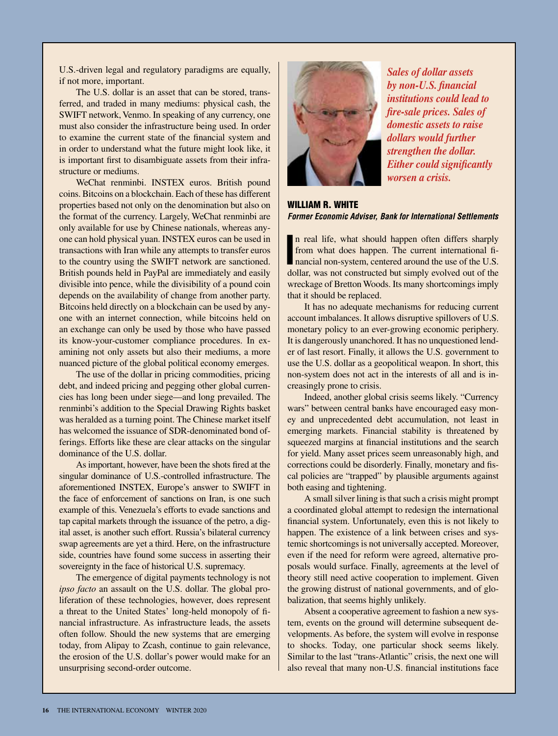U.S.-driven legal and regulatory paradigms are equally, if not more, important.

The U.S. dollar is an asset that can be stored, transferred, and traded in many mediums: physical cash, the SWIFT network, Venmo. In speaking of any currency, one must also consider the infrastructure being used. In order to examine the current state of the financial system and in order to understand what the future might look like, it is important first to disambiguate assets from their infrastructure or mediums.

WeChat renminbi. INSTEX euros. British pound coins. Bitcoins on a blockchain. Each of these has different properties based not only on the denomination but also on the format of the currency. Largely, WeChat renminbi are only available for use by Chinese nationals, whereas anyone can hold physical yuan. INSTEX euros can be used in transactions with Iran while any attempts to transfer euros to the country using the SWIFT network are sanctioned. British pounds held in PayPal are immediately and easily divisible into pence, while the divisibility of a pound coin depends on the availability of change from another party. Bitcoins held directly on a blockchain can be used by anyone with an internet connection, while bitcoins held on an exchange can only be used by those who have passed its know-your-customer compliance procedures. In examining not only assets but also their mediums, a more nuanced picture of the global political economy emerges.

The use of the dollar in pricing commodities, pricing debt, and indeed pricing and pegging other global currencies has long been under siege—and long prevailed. The renminbi's addition to the Special Drawing Rights basket was heralded as a turning point. The Chinese market itself has welcomed the issuance of SDR-denominated bond offerings. Efforts like these are clear attacks on the singular dominance of the U.S. dollar.

As important, however, have been the shots fired at the singular dominance of U.S.-controlled infrastructure. The aforementioned INSTEX, Europe's answer to SWIFT in the face of enforcement of sanctions on Iran, is one such example of this. Venezuela's efforts to evade sanctions and tap capital markets through the issuance of the petro, a digital asset, is another such effort. Russia's bilateral currency swap agreements are yet a third. Here, on the infrastructure side, countries have found some success in asserting their sovereignty in the face of historical U.S. supremacy.

The emergence of digital payments technology is not *ipso facto* an assault on the U.S. dollar. The global proliferation of these technologies, however, does represent a threat to the United States' long-held monopoly of financial infrastructure. As infrastructure leads, the assets often follow. Should the new systems that are emerging today, from Alipay to Zcash, continue to gain relevance, the erosion of the U.S. dollar's power would make for an unsurprising second-order outcome.

***Sales of dollar assets by non-U.S. financial institutions could lead to fire-sale prices. Sales of domestic assets to raise dollars would further strengthen the dollar. Either could significantly worsen a crisis.***

## WILLIAM R. WHITE

***Former Economic Adviser, Bank for International Settlements***

In real life, what should happen often differs sharply from what does happen. The current international financial non-system, centered around the use of the U.S. dollar, was not constructed but simply evolved out of the wreckage of Bretton Woods. Its many shortcomings imply that it should be replaced.

It has no adequate mechanisms for reducing current account imbalances. It allows disruptive spillovers of U.S. monetary policy to an ever-growing economic periphery. It is dangerously unanchored. It has no unquestioned lender of last resort. Finally, it allows the U.S. government to use the U.S. dollar as a geopolitical weapon. In short, this non-system does not act in the interests of all and is increasingly prone to crisis.

Indeed, another global crisis seems likely. "Currency wars" between central banks have encouraged easy money and unprecedented debt accumulation, not least in emerging markets. Financial stability is threatened by squeezed margins at financial institutions and the search for yield. Many asset prices seem unreasonably high, and corrections could be disorderly. Finally, monetary and fiscal policies are "trapped" by plausible arguments against both easing and tightening.

A small silver lining is that such a crisis might prompt a coordinated global attempt to redesign the international financial system. Unfortunately, even this is not likely to happen. The existence of a link between crises and systemic shortcomings is not universally accepted. Moreover, even if the need for reform were agreed, alternative proposals would surface. Finally, agreements at the level of theory still need active cooperation to implement. Given the growing distrust of national governments, and of globalization, that seems highly unlikely.

Absent a cooperative agreement to fashion a new system, events on the ground will determine subsequent developments. As before, the system will evolve in response to shocks. Today, one particular shock seems likely. Similar to the last "trans-Atlantic" crisis, the next one will also reveal that many non-U.S. financial institutions face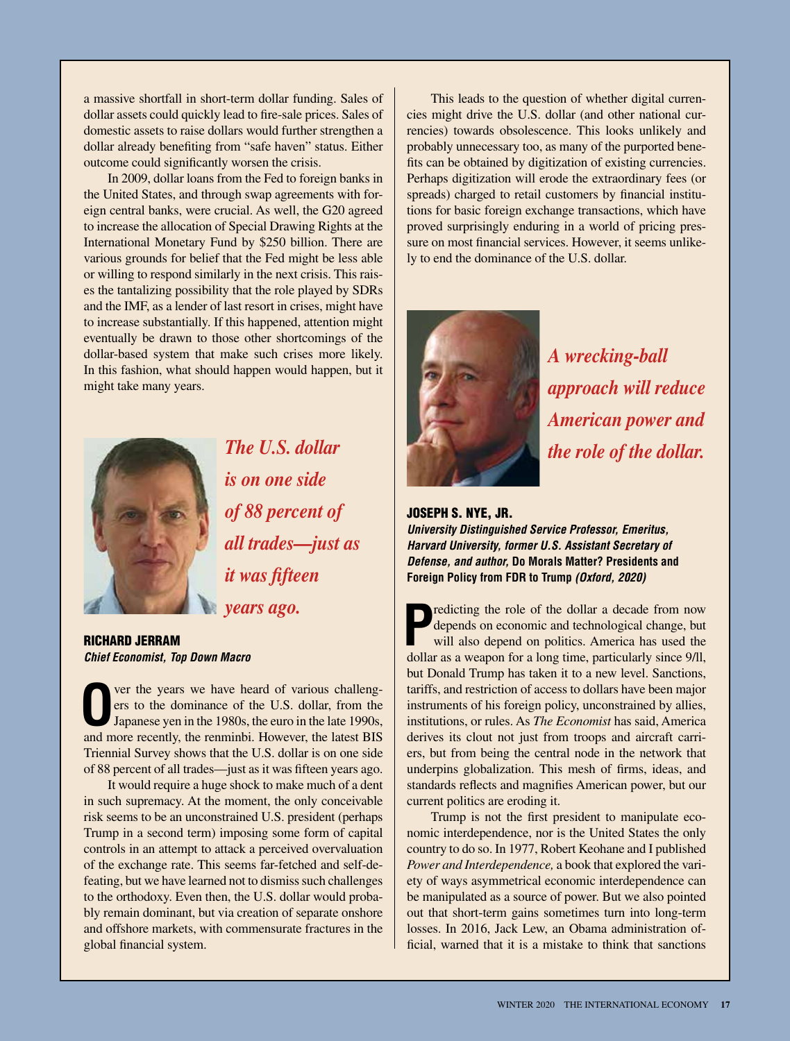a massive shortfall in short-term dollar funding. Sales of dollar assets could quickly lead to fire-sale prices. Sales of domestic assets to raise dollars would further strengthen a dollar already benefiting from "safe haven" status. Either outcome could significantly worsen the crisis.

In 2009, dollar loans from the Fed to foreign banks in the United States, and through swap agreements with foreign central banks, were crucial. As well, the G20 agreed to increase the allocation of Special Drawing Rights at the International Monetary Fund by $250 billion. There are various grounds for belief that the Fed might be less able or willing to respond similarly in the next crisis. This raises the tantalizing possibility that the role played by SDRs and the IMF, as a lender of last resort in crises, might have to increase substantially. If this happened, attention might eventually be drawn to those other shortcomings of the dollar-based system that make such crises more likely. In this fashion, what should happen would happen, but it might take many years.

*The U.S. dollar is on one side of 88 percent of all trades—just as it was fifteen years ago.*

## RICHARD JERRAM

***Chief Economist, Top Down Macro***

Over the years we have heard of various challengers to the dominance of the U.S. dollar, from the Japanese yen in the 1980s, the euro in the late 1990s, and more recently, the renminbi. However, the latest BIS Triennial Survey shows that the U.S. dollar is on one side of 88 percent of all trades—just as it was fifteen years ago.

It would require a huge shock to make much of a dent in such supremacy. At the moment, the only conceivable risk seems to be an unconstrained U.S. president (perhaps Trump in a second term) imposing some form of capital controls in an attempt to attack a perceived overvaluation of the exchange rate. This seems far-fetched and self-defeating, but we have learned not to dismiss such challenges to the orthodoxy. Even then, the U.S. dollar would probably remain dominant, but via creation of separate onshore and offshore markets, with commensurate fractures in the global financial system.

This leads to the question of whether digital currencies might drive the U.S. dollar (and other national currencies) towards obsolescence. This looks unlikely and probably unnecessary too, as many of the purported benefits can be obtained by digitization of existing currencies. Perhaps digitization will erode the extraordinary fees (or spreads) charged to retail customers by financial institutions for basic foreign exchange transactions, which have proved surprisingly enduring in a world of pricing pressure on most financial services. However, it seems unlikely to end the dominance of the U.S. dollar.

*A wrecking-ball approach will reduce American power and the role of the dollar.*

## JOSEPH S. NYE, JR.

***University Distinguished Service Professor, Emeritus, Harvard University, former U.S. Assistant Secretary of Defense, and author,* Do Morals Matter? Presidents and Foreign Policy from FDR to Trump *(Oxford, 2020)***

Predicting the role of the dollar a decade from now depends on economic and technological change, but will also depend on politics. America has used the dollar as a weapon for a long time, particularly since 9/ll, but Donald Trump has taken it to a new level. Sanctions, tariffs, and restriction of access to dollars have been major instruments of his foreign policy, unconstrained by allies, institutions, or rules. As *The Economist* has said, America derives its clout not just from troops and aircraft carriers, but from being the central node in the network that underpins globalization. This mesh of firms, ideas, and standards reflects and magnifies American power, but our current politics are eroding it.

Trump is not the first president to manipulate economic interdependence, nor is the United States the only country to do so. In 1977, Robert Keohane and I published *Power and Interdependence,* a book that explored the variety of ways asymmetrical economic interdependence can be manipulated as a source of power. But we also pointed out that short-term gains sometimes turn into long-term losses. In 2016, Jack Lew, an Obama administration official, warned that it is a mistake to think that sanctions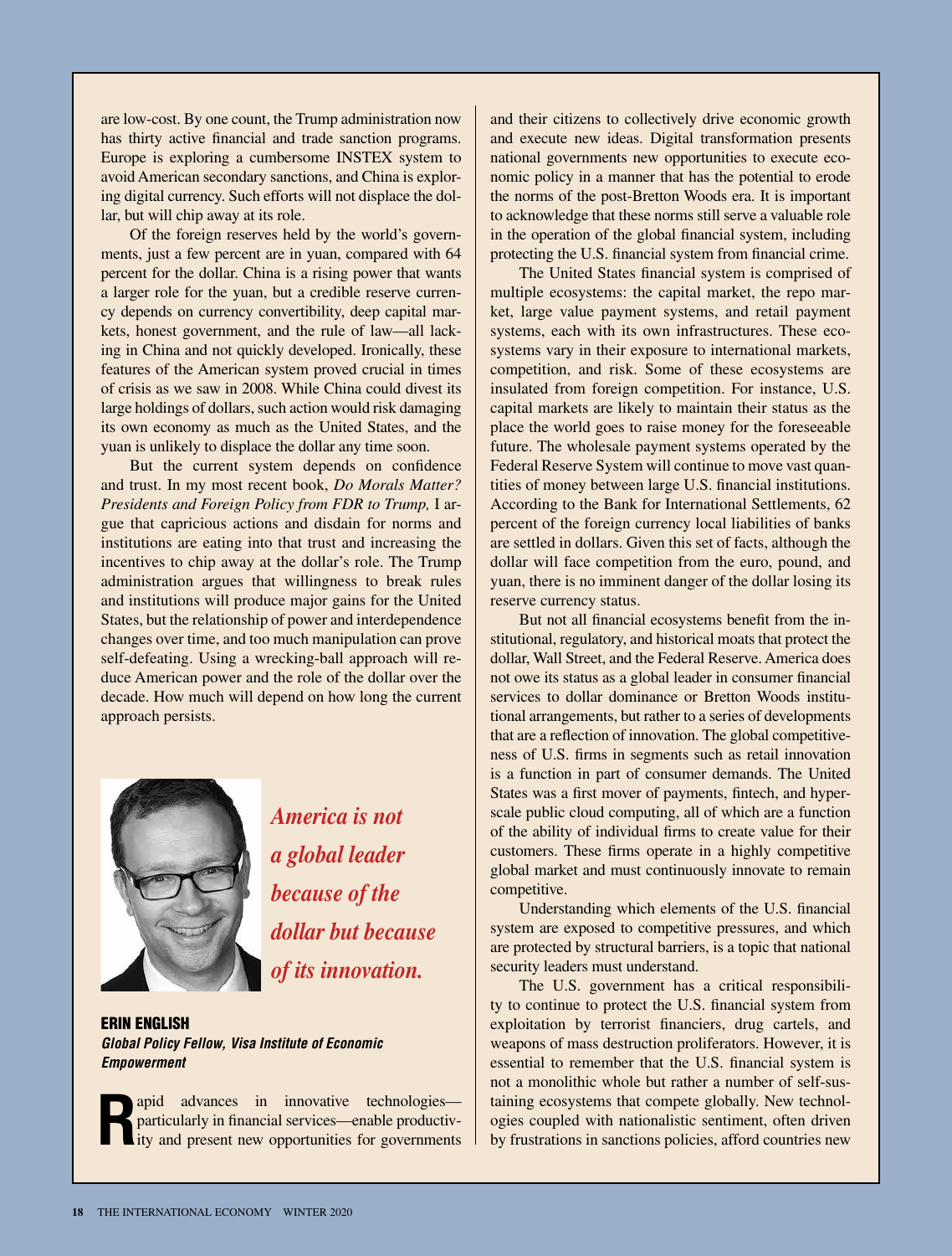are low-cost. By one count, the Trump administration now has thirty active financial and trade sanction programs. Europe is exploring a cumbersome INSTEX system to avoid American secondary sanctions, and China is exploring digital currency. Such efforts will not displace the dollar, but will chip away at its role.

Of the foreign reserves held by the world's governments, just a few percent are in yuan, compared with 64 percent for the dollar. China is a rising power that wants a larger role for the yuan, but a credible reserve currency depends on currency convertibility, deep capital markets, honest government, and the rule of law—all lacking in China and not quickly developed. Ironically, these features of the American system proved crucial in times of crisis as we saw in 2008. While China could divest its large holdings of dollars, such action would risk damaging its own economy as much as the United States, and the yuan is unlikely to displace the dollar any time soon.

But the current system depends on confidence and trust. In my most recent book, *Do Morals Matter? Presidents and Foreign Policy from FDR to Trump,* I argue that capricious actions and disdain for norms and institutions are eating into that trust and increasing the incentives to chip away at the dollar's role. The Trump administration argues that willingness to break rules and institutions will produce major gains for the United States, but the relationship of power and interdependence changes over time, and too much manipulation can prove self-defeating. Using a wrecking-ball approach will reduce American power and the role of the dollar over the decade. How much will depend on how long the current approach persists.

***America is not a global leader because of the dollar but because of its innovation.***

**ERIN ENGLISH**
***Global Policy Fellow, Visa Institute of Economic Empowerment***

Rapid advances in innovative technologies—particularly in financial services—enable productivity and present new opportunities for governments and their citizens to collectively drive economic growth and execute new ideas. Digital transformation presents national governments new opportunities to execute economic policy in a manner that has the potential to erode the norms of the post-Bretton Woods era. It is important to acknowledge that these norms still serve a valuable role in the operation of the global financial system, including protecting the U.S. financial system from financial crime.

The United States financial system is comprised of multiple ecosystems: the capital market, the repo market, large value payment systems, and retail payment systems, each with its own infrastructures. These ecosystems vary in their exposure to international markets, competition, and risk. Some of these ecosystems are insulated from foreign competition. For instance, U.S. capital markets are likely to maintain their status as the place the world goes to raise money for the foreseeable future. The wholesale payment systems operated by the Federal Reserve System will continue to move vast quantities of money between large U.S. financial institutions. According to the Bank for International Settlements, 62 percent of the foreign currency local liabilities of banks are settled in dollars. Given this set of facts, although the dollar will face competition from the euro, pound, and yuan, there is no imminent danger of the dollar losing its reserve currency status.

But not all financial ecosystems benefit from the institutional, regulatory, and historical moats that protect the dollar, Wall Street, and the Federal Reserve. America does not owe its status as a global leader in consumer financial services to dollar dominance or Bretton Woods institutional arrangements, but rather to a series of developments that are a reflection of innovation. The global competitiveness of U.S. firms in segments such as retail innovation is a function in part of consumer demands. The United States was a first mover of payments, fintech, and hyperscale public cloud computing, all of which are a function of the ability of individual firms to create value for their customers. These firms operate in a highly competitive global market and must continuously innovate to remain competitive.

Understanding which elements of the U.S. financial system are exposed to competitive pressures, and which are protected by structural barriers, is a topic that national security leaders must understand.

The U.S. government has a critical responsibility to continue to protect the U.S. financial system from exploitation by terrorist financiers, drug cartels, and weapons of mass destruction proliferators. However, it is essential to remember that the U.S. financial system is not a monolithic whole but rather a number of self-sustaining ecosystems that compete globally. New technologies coupled with nationalistic sentiment, often driven by frustrations in sanctions policies, afford countries new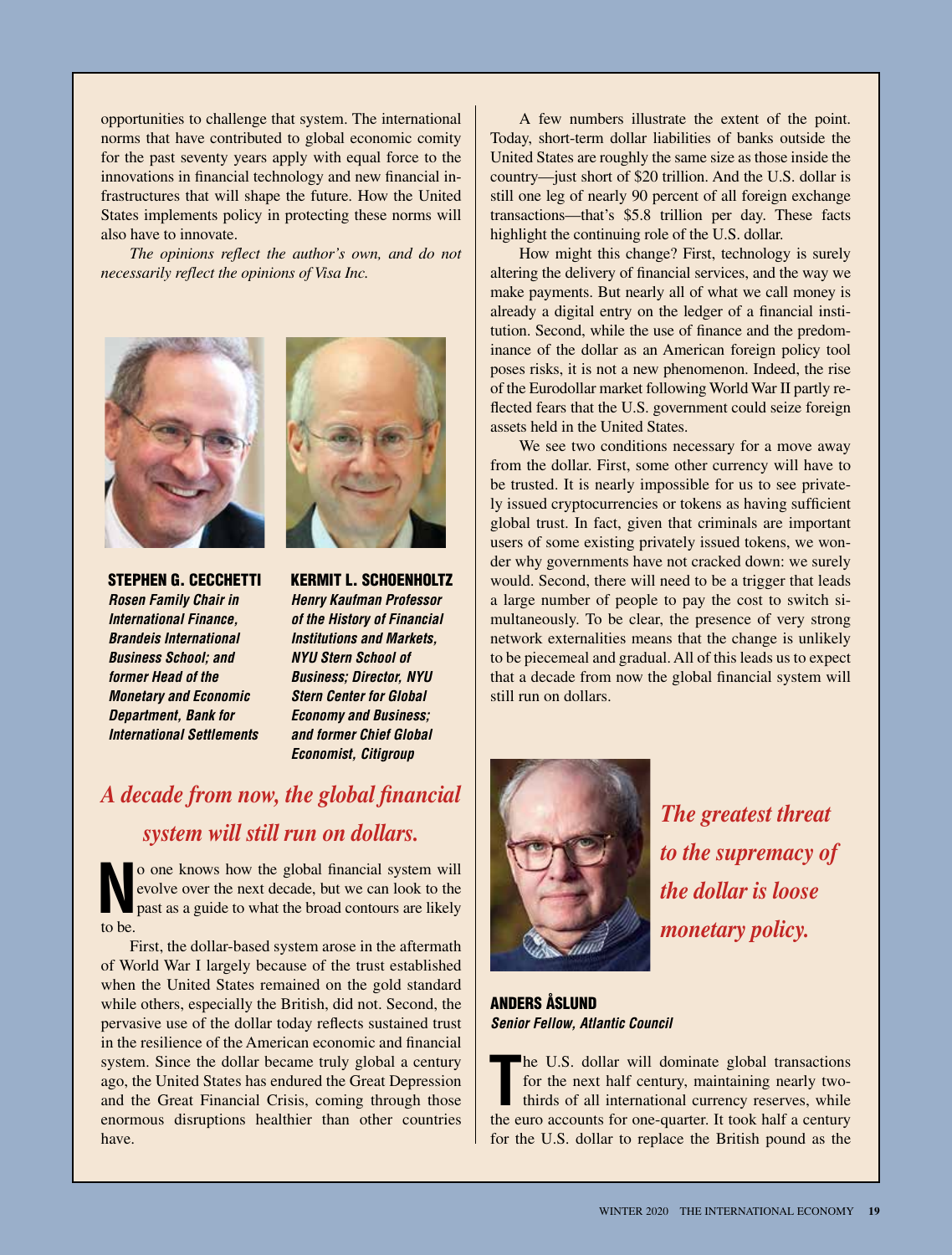opportunities to challenge that system. The international norms that have contributed to global economic comity for the past seventy years apply with equal force to the innovations in financial technology and new financial infrastructures that will shape the future. How the United States implements policy in protecting these norms will also have to innovate.

*The opinions reflect the author's own, and do not necessarily reflect the opinions of Visa Inc.*

**STEPHEN G. CECCHETTI**
***Rosen Family Chair in International Finance, Brandeis International Business School; and former Head of the Monetary and Economic Department, Bank for International Settlements***

**KERMIT L. SCHOENHOLTZ**
***Henry Kaufman Professor of the History of Financial Institutions and Markets, NYU Stern School of Business; Director, NYU Stern Center for Global Economy and Business; and former Chief Global Economist, Citigroup***

## *A decade from now, the global financial system will still run on dollars.*

No one knows how the global financial system will evolve over the next decade, but we can look to the past as a guide to what the broad contours are likely to be.

First, the dollar-based system arose in the aftermath of World War I largely because of the trust established when the United States remained on the gold standard while others, especially the British, did not. Second, the pervasive use of the dollar today reflects sustained trust in the resilience of the American economic and financial system. Since the dollar became truly global a century ago, the United States has endured the Great Depression and the Great Financial Crisis, coming through those enormous disruptions healthier than other countries have.

A few numbers illustrate the extent of the point. Today, short-term dollar liabilities of banks outside the United States are roughly the same size as those inside the country—just short of $20 trillion. And the U.S. dollar is still one leg of nearly 90 percent of all foreign exchange transactions—that's $5.8 trillion per day. These facts highlight the continuing role of the U.S. dollar.

How might this change? First, technology is surely altering the delivery of financial services, and the way we make payments. But nearly all of what we call money is already a digital entry on the ledger of a financial institution. Second, while the use of finance and the predominance of the dollar as an American foreign policy tool poses risks, it is not a new phenomenon. Indeed, the rise of the Eurodollar market following World War II partly reflected fears that the U.S. government could seize foreign assets held in the United States.

We see two conditions necessary for a move away from the dollar. First, some other currency will have to be trusted. It is nearly impossible for us to see privately issued cryptocurrencies or tokens as having sufficient global trust. In fact, given that criminals are important users of some existing privately issued tokens, we wonder why governments have not cracked down: we surely would. Second, there will need to be a trigger that leads a large number of people to pay the cost to switch simultaneously. To be clear, the presence of very strong network externalities means that the change is unlikely to be piecemeal and gradual. All of this leads us to expect that a decade from now the global financial system will still run on dollars.

## *The greatest threat to the supremacy of the dollar is loose monetary policy.*

**ANDERS ÅSLUND**
***Senior Fellow, Atlantic Council***

The U.S. dollar will dominate global transactions for the next half century, maintaining nearly two-thirds of all international currency reserves, while the euro accounts for one-quarter. It took half a century for the U.S. dollar to replace the British pound as the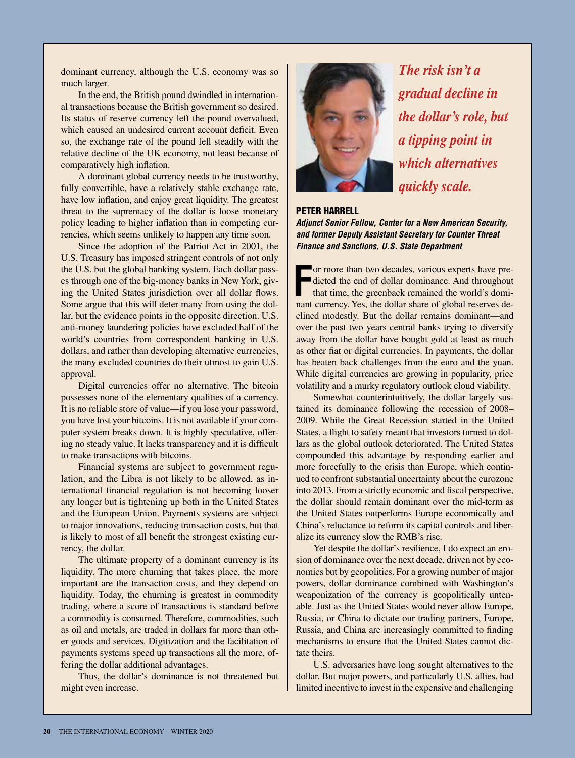dominant currency, although the U.S. economy was so much larger.

In the end, the British pound dwindled in international transactions because the British government so desired. Its status of reserve currency left the pound overvalued, which caused an undesired current account deficit. Even so, the exchange rate of the pound fell steadily with the relative decline of the UK economy, not least because of comparatively high inflation.

A dominant global currency needs to be trustworthy, fully convertible, have a relatively stable exchange rate, have low inflation, and enjoy great liquidity. The greatest threat to the supremacy of the dollar is loose monetary policy leading to higher inflation than in competing currencies, which seems unlikely to happen any time soon.

Since the adoption of the Patriot Act in 2001, the U.S. Treasury has imposed stringent controls of not only the U.S. but the global banking system. Each dollar passes through one of the big-money banks in New York, giving the United States jurisdiction over all dollar flows. Some argue that this will deter many from using the dollar, but the evidence points in the opposite direction. U.S. anti-money laundering policies have excluded half of the world's countries from correspondent banking in U.S. dollars, and rather than developing alternative currencies, the many excluded countries do their utmost to gain U.S. approval.

Digital currencies offer no alternative. The bitcoin possesses none of the elementary qualities of a currency. It is no reliable store of value—if you lose your password, you have lost your bitcoins. It is not available if your computer system breaks down. It is highly speculative, offering no steady value. It lacks transparency and it is difficult to make transactions with bitcoins.

Financial systems are subject to government regulation, and the Libra is not likely to be allowed, as international financial regulation is not becoming looser any longer but is tightening up both in the United States and the European Union. Payments systems are subject to major innovations, reducing transaction costs, but that is likely to most of all benefit the strongest existing currency, the dollar.

The ultimate property of a dominant currency is its liquidity. The more churning that takes place, the more important are the transaction costs, and they depend on liquidity. Today, the churning is greatest in commodity trading, where a score of transactions is standard before a commodity is consumed. Therefore, commodities, such as oil and metals, are traded in dollars far more than other goods and services. Digitization and the facilitation of payments systems speed up transactions all the more, offering the dollar additional advantages.

Thus, the dollar's dominance is not threatened but might even increase.

*The risk isn't a gradual decline in the dollar's role, but a tipping point in which alternatives quickly scale.*

## PETER HARRELL

***Adjunct Senior Fellow, Center for a New American Security, and former Deputy Assistant Secretary for Counter Threat Finance and Sanctions, U.S. State Department***

For more than two decades, various experts have predicted the end of dollar dominance. And throughout that time, the greenback remained the world's dominant currency. Yes, the dollar share of global reserves declined modestly. But the dollar remains dominant—and over the past two years central banks trying to diversify away from the dollar have bought gold at least as much as other fiat or digital currencies. In payments, the dollar has beaten back challenges from the euro and the yuan. While digital currencies are growing in popularity, price volatility and a murky regulatory outlook cloud viability.

Somewhat counterintuitively, the dollar largely sustained its dominance following the recession of 2008–2009. While the Great Recession started in the United States, a flight to safety meant that investors turned to dollars as the global outlook deteriorated. The United States compounded this advantage by responding earlier and more forcefully to the crisis than Europe, which continued to confront substantial uncertainty about the eurozone into 2013. From a strictly economic and fiscal perspective, the dollar should remain dominant over the mid-term as the United States outperforms Europe economically and China's reluctance to reform its capital controls and liberalize its currency slow the RMB's rise.

Yet despite the dollar's resilience, I do expect an erosion of dominance over the next decade, driven not by economics but by geopolitics. For a growing number of major powers, dollar dominance combined with Washington's weaponization of the currency is geopolitically untenable. Just as the United States would never allow Europe, Russia, or China to dictate our trading partners, Europe, Russia, and China are increasingly committed to finding mechanisms to ensure that the United States cannot dictate theirs.

U.S. adversaries have long sought alternatives to the dollar. But major powers, and particularly U.S. allies, had limited incentive to invest in the expensive and challenging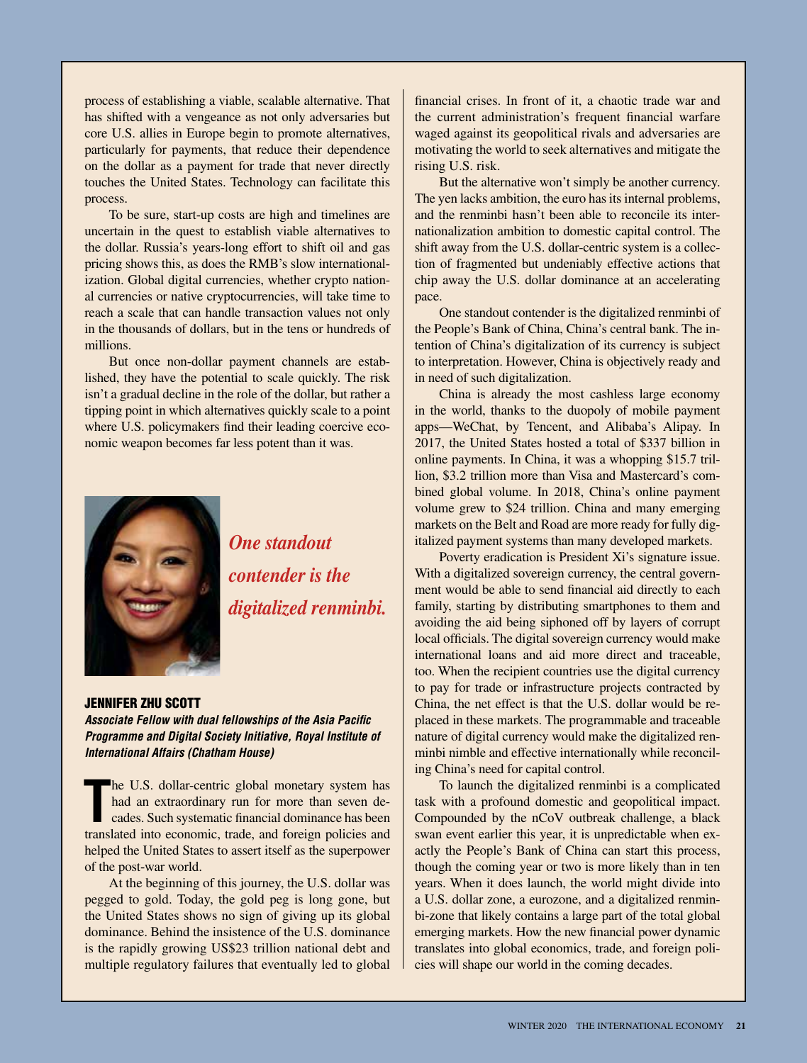process of establishing a viable, scalable alternative. That has shifted with a vengeance as not only adversaries but core U.S. allies in Europe begin to promote alternatives, particularly for payments, that reduce their dependence on the dollar as a payment for trade that never directly touches the United States. Technology can facilitate this process.

To be sure, start-up costs are high and timelines are uncertain in the quest to establish viable alternatives to the dollar. Russia's years-long effort to shift oil and gas pricing shows this, as does the RMB's slow internationalization. Global digital currencies, whether crypto national currencies or native cryptocurrencies, will take time to reach a scale that can handle transaction values not only in the thousands of dollars, but in the tens or hundreds of millions.

But once non-dollar payment channels are established, they have the potential to scale quickly. The risk isn't a gradual decline in the role of the dollar, but rather a tipping point in which alternatives quickly scale to a point where U.S. policymakers find their leading coercive economic weapon becomes far less potent than it was.

*One standout contender is the digitalized renminbi.*

## JENNIFER ZHU SCOTT

***Associate Fellow with dual fellowships of the Asia Pacific Programme and Digital Society Initiative, Royal Institute of International Affairs (Chatham House)***

The U.S. dollar-centric global monetary system has had an extraordinary run for more than seven decades. Such systematic financial dominance has been translated into economic, trade, and foreign policies and helped the United States to assert itself as the superpower of the post-war world.

At the beginning of this journey, the U.S. dollar was pegged to gold. Today, the gold peg is long gone, but the United States shows no sign of giving up its global dominance. Behind the insistence of the U.S. dominance is the rapidly growing US$23 trillion national debt and multiple regulatory failures that eventually led to global financial crises. In front of it, a chaotic trade war and the current administration's frequent financial warfare waged against its geopolitical rivals and adversaries are motivating the world to seek alternatives and mitigate the rising U.S. risk.

But the alternative won't simply be another currency. The yen lacks ambition, the euro has its internal problems, and the renminbi hasn't been able to reconcile its internationalization ambition to domestic capital control. The shift away from the U.S. dollar-centric system is a collection of fragmented but undeniably effective actions that chip away the U.S. dollar dominance at an accelerating pace.

One standout contender is the digitalized renminbi of the People's Bank of China, China's central bank. The intention of China's digitalization of its currency is subject to interpretation. However, China is objectively ready and in need of such digitalization.

China is already the most cashless large economy in the world, thanks to the duopoly of mobile payment apps—WeChat, by Tencent, and Alibaba's Alipay. In 2017, the United States hosted a total of $337 billion in online payments. In China, it was a whopping $15.7 trillion, $3.2 trillion more than Visa and Mastercard's combined global volume. In 2018, China's online payment volume grew to $24 trillion. China and many emerging markets on the Belt and Road are more ready for fully digitalized payment systems than many developed markets.

Poverty eradication is President Xi's signature issue. With a digitalized sovereign currency, the central government would be able to send financial aid directly to each family, starting by distributing smartphones to them and avoiding the aid being siphoned off by layers of corrupt local officials. The digital sovereign currency would make international loans and aid more direct and traceable, too. When the recipient countries use the digital currency to pay for trade or infrastructure projects contracted by China, the net effect is that the U.S. dollar would be replaced in these markets. The programmable and traceable nature of digital currency would make the digitalized renminbi nimble and effective internationally while reconciling China's need for capital control.

To launch the digitalized renminbi is a complicated task with a profound domestic and geopolitical impact. Compounded by the nCoV outbreak challenge, a black swan event earlier this year, it is unpredictable when exactly the People's Bank of China can start this process, though the coming year or two is more likely than in ten years. When it does launch, the world might divide into a U.S. dollar zone, a eurozone, and a digitalized renminbi-zone that likely contains a large part of the total global emerging markets. How the new financial power dynamic translates into global economics, trade, and foreign policies will shape our world in the coming decades.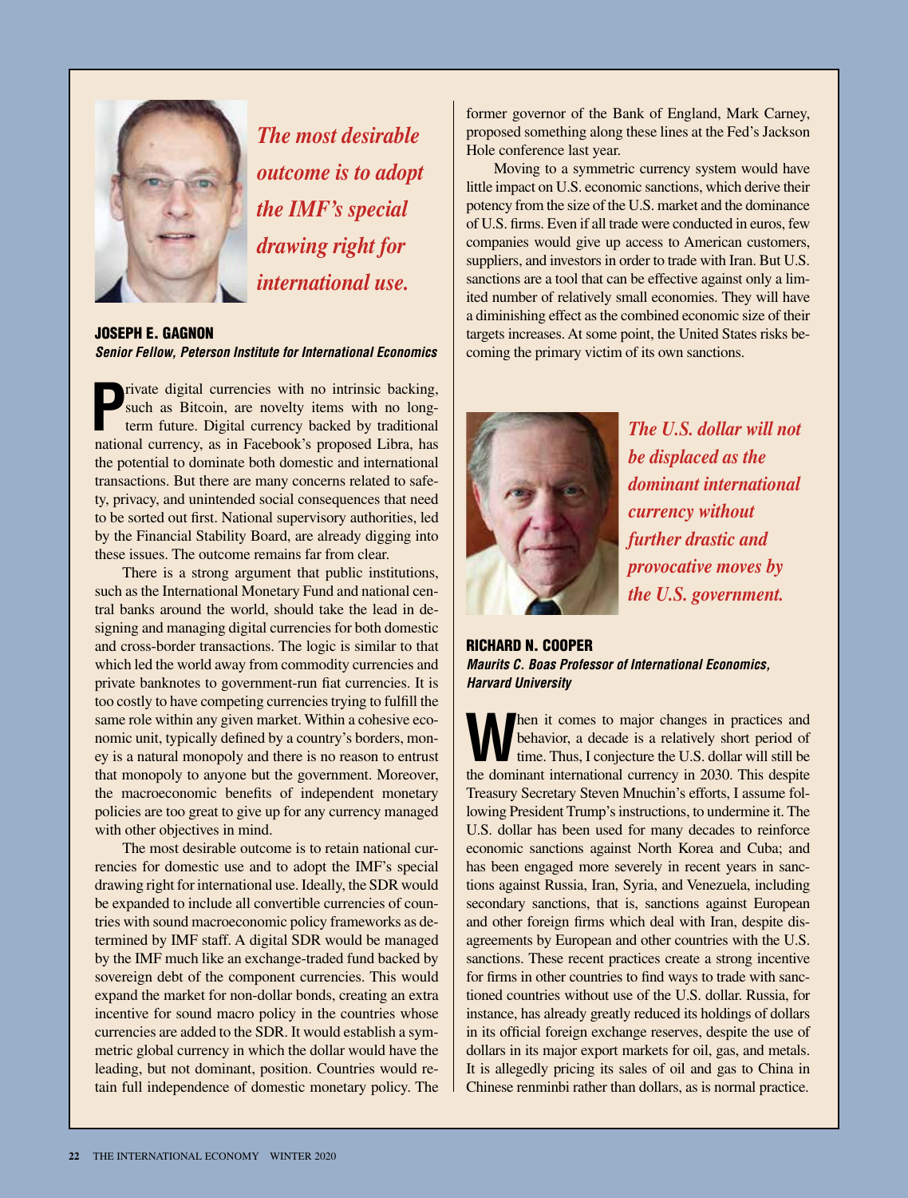*The most desirable outcome is to adopt the IMF's special drawing right for international use.*

**JOSEPH E. GAGNON**
***Senior Fellow, Peterson Institute for International Economics***

Private digital currencies with no intrinsic backing, such as Bitcoin, are novelty items with no long-term future. Digital currency backed by traditional national currency, as in Facebook's proposed Libra, has the potential to dominate both domestic and international transactions. But there are many concerns related to safety, privacy, and unintended social consequences that need to be sorted out first. National supervisory authorities, led by the Financial Stability Board, are already digging into these issues. The outcome remains far from clear.

There is a strong argument that public institutions, such as the International Monetary Fund and national central banks around the world, should take the lead in designing and managing digital currencies for both domestic and cross-border transactions. The logic is similar to that which led the world away from commodity currencies and private banknotes to government-run fiat currencies. It is too costly to have competing currencies trying to fulfill the same role within any given market. Within a cohesive economic unit, typically defined by a country's borders, money is a natural monopoly and there is no reason to entrust that monopoly to anyone but the government. Moreover, the macroeconomic benefits of independent monetary policies are too great to give up for any currency managed with other objectives in mind.

The most desirable outcome is to retain national currencies for domestic use and to adopt the IMF's special drawing right for international use. Ideally, the SDR would be expanded to include all convertible currencies of countries with sound macroeconomic policy frameworks as determined by IMF staff. A digital SDR would be managed by the IMF much like an exchange-traded fund backed by sovereign debt of the component currencies. This would expand the market for non-dollar bonds, creating an extra incentive for sound macro policy in the countries whose currencies are added to the SDR. It would establish a symmetric global currency in which the dollar would have the leading, but not dominant, position. Countries would retain full independence of domestic monetary policy. The former governor of the Bank of England, Mark Carney, proposed something along these lines at the Fed's Jackson Hole conference last year.

Moving to a symmetric currency system would have little impact on U.S. economic sanctions, which derive their potency from the size of the U.S. market and the dominance of U.S. firms. Even if all trade were conducted in euros, few companies would give up access to American customers, suppliers, and investors in order to trade with Iran. But U.S. sanctions are a tool that can be effective against only a limited number of relatively small economies. They will have a diminishing effect as the combined economic size of their targets increases. At some point, the United States risks becoming the primary victim of its own sanctions.

*The U.S. dollar will not be displaced as the dominant international currency without further drastic and provocative moves by the U.S. government.*

**RICHARD N. COOPER**
***Maurits C. Boas Professor of International Economics, Harvard University***

When it comes to major changes in practices and behavior, a decade is a relatively short period of time. Thus, I conjecture the U.S. dollar will still be the dominant international currency in 2030. This despite Treasury Secretary Steven Mnuchin's efforts, I assume following President Trump's instructions, to undermine it. The U.S. dollar has been used for many decades to reinforce economic sanctions against North Korea and Cuba; and has been engaged more severely in recent years in sanctions against Russia, Iran, Syria, and Venezuela, including secondary sanctions, that is, sanctions against European and other foreign firms which deal with Iran, despite disagreements by European and other countries with the U.S. sanctions. These recent practices create a strong incentive for firms in other countries to find ways to trade with sanctioned countries without use of the U.S. dollar. Russia, for instance, has already greatly reduced its holdings of dollars in its official foreign exchange reserves, despite the use of dollars in its major export markets for oil, gas, and metals. It is allegedly pricing its sales of oil and gas to China in Chinese renminbi rather than dollars, as is normal practice.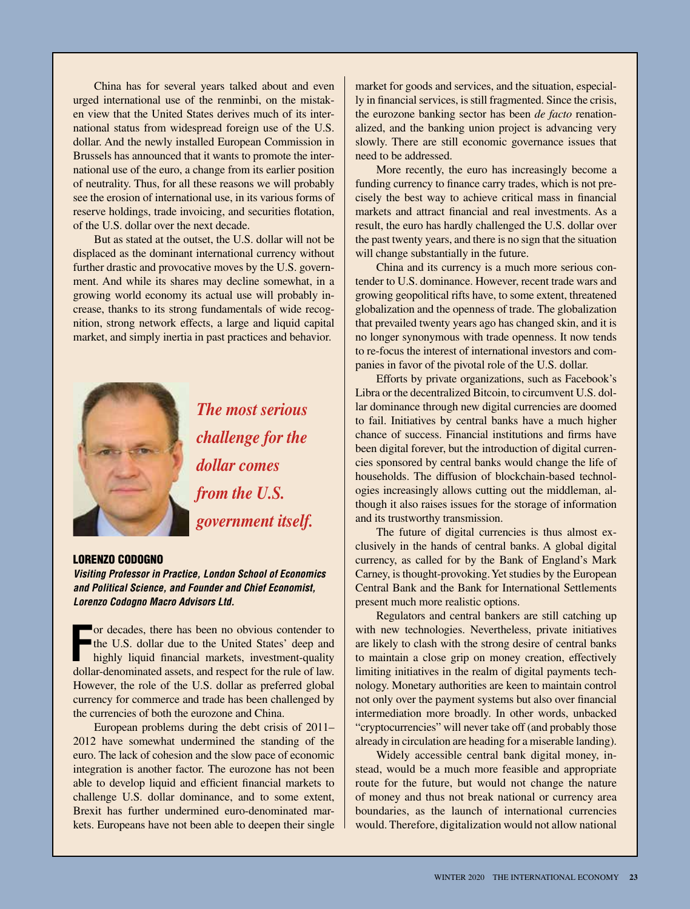China has for several years talked about and even urged international use of the renminbi, on the mistaken view that the United States derives much of its international status from widespread foreign use of the U.S. dollar. And the newly installed European Commission in Brussels has announced that it wants to promote the international use of the euro, a change from its earlier position of neutrality. Thus, for all these reasons we will probably see the erosion of international use, in its various forms of reserve holdings, trade invoicing, and securities flotation, of the U.S. dollar over the next decade.

But as stated at the outset, the U.S. dollar will not be displaced as the dominant international currency without further drastic and provocative moves by the U.S. government. And while its shares may decline somewhat, in a growing world economy its actual use will probably increase, thanks to its strong fundamentals of wide recognition, strong network effects, a large and liquid capital market, and simply inertia in past practices and behavior.

*The most serious challenge for the dollar comes from the U.S. government itself.*

## LORENZO CODOGNO

***Visiting Professor in Practice, London School of Economics and Political Science, and Founder and Chief Economist, Lorenzo Codogno Macro Advisors Ltd.***

For decades, there has been no obvious contender to the U.S. dollar due to the United States' deep and highly liquid financial markets, investment-quality dollar-denominated assets, and respect for the rule of law. However, the role of the U.S. dollar as preferred global currency for commerce and trade has been challenged by the currencies of both the eurozone and China.

European problems during the debt crisis of 2011–2012 have somewhat undermined the standing of the euro. The lack of cohesion and the slow pace of economic integration is another factor. The eurozone has not been able to develop liquid and efficient financial markets to challenge U.S. dollar dominance, and to some extent, Brexit has further undermined euro-denominated markets. Europeans have not been able to deepen their single market for goods and services, and the situation, especially in financial services, is still fragmented. Since the crisis, the eurozone banking sector has been *de facto* renationalized, and the banking union project is advancing very slowly. There are still economic governance issues that need to be addressed.

More recently, the euro has increasingly become a funding currency to finance carry trades, which is not precisely the best way to achieve critical mass in financial markets and attract financial and real investments. As a result, the euro has hardly challenged the U.S. dollar over the past twenty years, and there is no sign that the situation will change substantially in the future.

China and its currency is a much more serious contender to U.S. dominance. However, recent trade wars and growing geopolitical rifts have, to some extent, threatened globalization and the openness of trade. The globalization that prevailed twenty years ago has changed skin, and it is no longer synonymous with trade openness. It now tends to re-focus the interest of international investors and companies in favor of the pivotal role of the U.S. dollar.

Efforts by private organizations, such as Facebook's Libra or the decentralized Bitcoin, to circumvent U.S. dollar dominance through new digital currencies are doomed to fail. Initiatives by central banks have a much higher chance of success. Financial institutions and firms have been digital forever, but the introduction of digital currencies sponsored by central banks would change the life of households. The diffusion of blockchain-based technologies increasingly allows cutting out the middleman, although it also raises issues for the storage of information and its trustworthy transmission.

The future of digital currencies is thus almost exclusively in the hands of central banks. A global digital currency, as called for by the Bank of England's Mark Carney, is thought-provoking. Yet studies by the European Central Bank and the Bank for International Settlements present much more realistic options.

Regulators and central bankers are still catching up with new technologies. Nevertheless, private initiatives are likely to clash with the strong desire of central banks to maintain a close grip on money creation, effectively limiting initiatives in the realm of digital payments technology. Monetary authorities are keen to maintain control not only over the payment systems but also over financial intermediation more broadly. In other words, unbacked "cryptocurrencies" will never take off (and probably those already in circulation are heading for a miserable landing).

Widely accessible central bank digital money, instead, would be a much more feasible and appropriate route for the future, but would not change the nature of money and thus not break national or currency area boundaries, as the launch of international currencies would. Therefore, digitalization would not allow national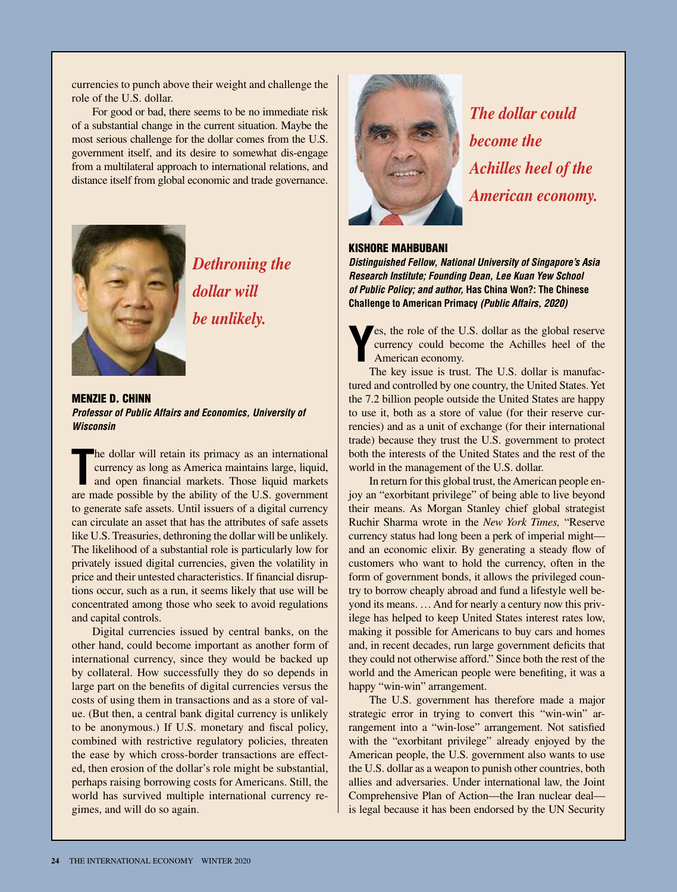currencies to punch above their weight and challenge the role of the U.S. dollar.

For good or bad, there seems to be no immediate risk of a substantial change in the current situation. Maybe the most serious challenge for the dollar comes from the U.S. government itself, and its desire to somewhat dis-engage from a multilateral approach to international relations, and distance itself from global economic and trade governance.

*Dethroning the dollar will be unlikely.*

### MENZIE D. CHINN

***Professor of Public Affairs and Economics, University of Wisconsin***

The dollar will retain its primacy as an international currency as long as America maintains large, liquid, and open financial markets. Those liquid markets are made possible by the ability of the U.S. government to generate safe assets. Until issuers of a digital currency can circulate an asset that has the attributes of safe assets like U.S. Treasuries, dethroning the dollar will be unlikely. The likelihood of a substantial role is particularly low for privately issued digital currencies, given the volatility in price and their untested characteristics. If financial disruptions occur, such as a run, it seems likely that use will be concentrated among those who seek to avoid regulations and capital controls.

Digital currencies issued by central banks, on the other hand, could become important as another form of international currency, since they would be backed up by collateral. How successfully they do so depends in large part on the benefits of digital currencies versus the costs of using them in transactions and as a store of value. (But then, a central bank digital currency is unlikely to be anonymous.) If U.S. monetary and fiscal policy, combined with restrictive regulatory policies, threaten the ease by which cross-border transactions are effected, then erosion of the dollar's role might be substantial, perhaps raising borrowing costs for Americans. Still, the world has survived multiple international currency regimes, and will do so again.

*The dollar could become the Achilles heel of the American economy.*

### KISHORE MAHBUBANI

***Distinguished Fellow, National University of Singapore's Asia Research Institute; Founding Dean, Lee Kuan Yew School of Public Policy; and author,*** **Has China Won?: The Chinese Challenge to American Primacy** ***(Public Affairs, 2020)***

Yes, the role of the U.S. dollar as the global reserve currency could become the Achilles heel of the American economy.

The key issue is trust. The U.S. dollar is manufactured and controlled by one country, the United States. Yet the 7.2 billion people outside the United States are happy to use it, both as a store of value (for their reserve currencies) and as a unit of exchange (for their international trade) because they trust the U.S. government to protect both the interests of the United States and the rest of the world in the management of the U.S. dollar.

In return for this global trust, the American people enjoy an "exorbitant privilege" of being able to live beyond their means. As Morgan Stanley chief global strategist Ruchir Sharma wrote in the *New York Times,* "Reserve currency status had long been a perk of imperial might—and an economic elixir. By generating a steady flow of customers who want to hold the currency, often in the form of government bonds, it allows the privileged country to borrow cheaply abroad and fund a lifestyle well beyond its means. … And for nearly a century now this privilege has helped to keep United States interest rates low, making it possible for Americans to buy cars and homes and, in recent decades, run large government deficits that they could not otherwise afford." Since both the rest of the world and the American people were benefiting, it was a happy "win-win" arrangement.

The U.S. government has therefore made a major strategic error in trying to convert this "win-win" arrangement into a "win-lose" arrangement. Not satisfied with the "exorbitant privilege" already enjoyed by the American people, the U.S. government also wants to use the U.S. dollar as a weapon to punish other countries, both allies and adversaries. Under international law, the Joint Comprehensive Plan of Action—the Iran nuclear deal—is legal because it has been endorsed by the UN Security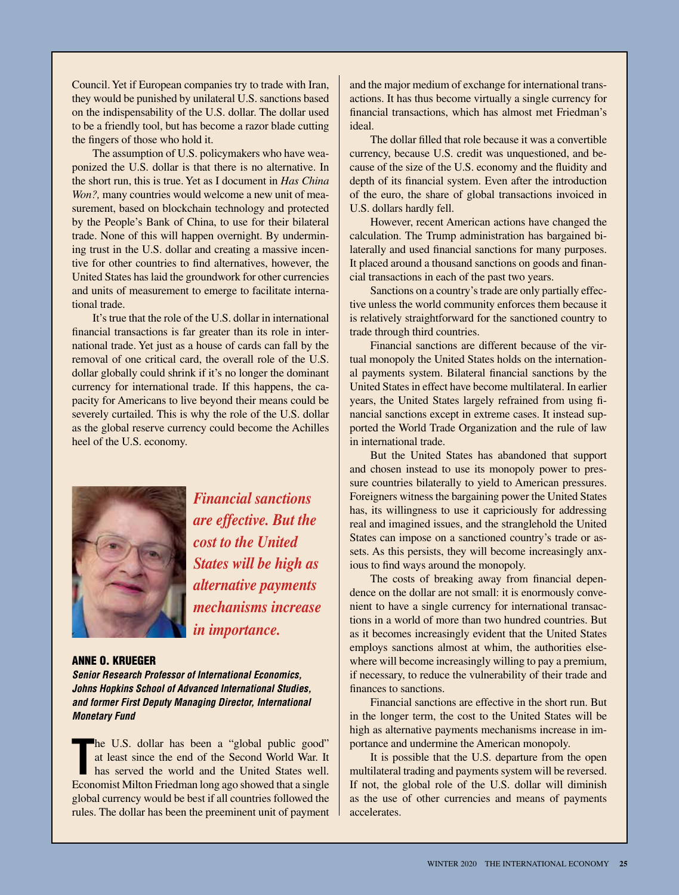Council. Yet if European companies try to trade with Iran, they would be punished by unilateral U.S. sanctions based on the indispensability of the U.S. dollar. The dollar used to be a friendly tool, but has become a razor blade cutting the fingers of those who hold it.

The assumption of U.S. policymakers who have weaponized the U.S. dollar is that there is no alternative. In the short run, this is true. Yet as I document in *Has China Won?,* many countries would welcome a new unit of measurement, based on blockchain technology and protected by the People's Bank of China, to use for their bilateral trade. None of this will happen overnight. By undermining trust in the U.S. dollar and creating a massive incentive for other countries to find alternatives, however, the United States has laid the groundwork for other currencies and units of measurement to emerge to facilitate international trade.

It's true that the role of the U.S. dollar in international financial transactions is far greater than its role in international trade. Yet just as a house of cards can fall by the removal of one critical card, the overall role of the U.S. dollar globally could shrink if it's no longer the dominant currency for international trade. If this happens, the capacity for Americans to live beyond their means could be severely curtailed. This is why the role of the U.S. dollar as the global reserve currency could become the Achilles heel of the U.S. economy.

***Financial sanctions are effective. But the cost to the United States will be high as alternative payments mechanisms increase in importance.***

**ANNE O. KRUEGER**

***Senior Research Professor of International Economics, Johns Hopkins School of Advanced International Studies, and former First Deputy Managing Director, International Monetary Fund***

The U.S. dollar has been a "global public good" at least since the end of the Second World War. It has served the world and the United States well. Economist Milton Friedman long ago showed that a single global currency would be best if all countries followed the rules. The dollar has been the preeminent unit of payment and the major medium of exchange for international transactions. It has thus become virtually a single currency for financial transactions, which has almost met Friedman's ideal.

The dollar filled that role because it was a convertible currency, because U.S. credit was unquestioned, and because of the size of the U.S. economy and the fluidity and depth of its financial system. Even after the introduction of the euro, the share of global transactions invoiced in U.S. dollars hardly fell.

However, recent American actions have changed the calculation. The Trump administration has bargained bilaterally and used financial sanctions for many purposes. It placed around a thousand sanctions on goods and financial transactions in each of the past two years.

Sanctions on a country's trade are only partially effective unless the world community enforces them because it is relatively straightforward for the sanctioned country to trade through third countries.

Financial sanctions are different because of the virtual monopoly the United States holds on the international payments system. Bilateral financial sanctions by the United States in effect have become multilateral. In earlier years, the United States largely refrained from using financial sanctions except in extreme cases. It instead supported the World Trade Organization and the rule of law in international trade.

But the United States has abandoned that support and chosen instead to use its monopoly power to pressure countries bilaterally to yield to American pressures. Foreigners witness the bargaining power the United States has, its willingness to use it capriciously for addressing real and imagined issues, and the stranglehold the United States can impose on a sanctioned country's trade or assets. As this persists, they will become increasingly anxious to find ways around the monopoly.

The costs of breaking away from financial dependence on the dollar are not small: it is enormously convenient to have a single currency for international transactions in a world of more than two hundred countries. But as it becomes increasingly evident that the United States employs sanctions almost at whim, the authorities elsewhere will become increasingly willing to pay a premium, if necessary, to reduce the vulnerability of their trade and finances to sanctions.

Financial sanctions are effective in the short run. But in the longer term, the cost to the United States will be high as alternative payments mechanisms increase in importance and undermine the American monopoly.

It is possible that the U.S. departure from the open multilateral trading and payments system will be reversed. If not, the global role of the U.S. dollar will diminish as the use of other currencies and means of payments accelerates.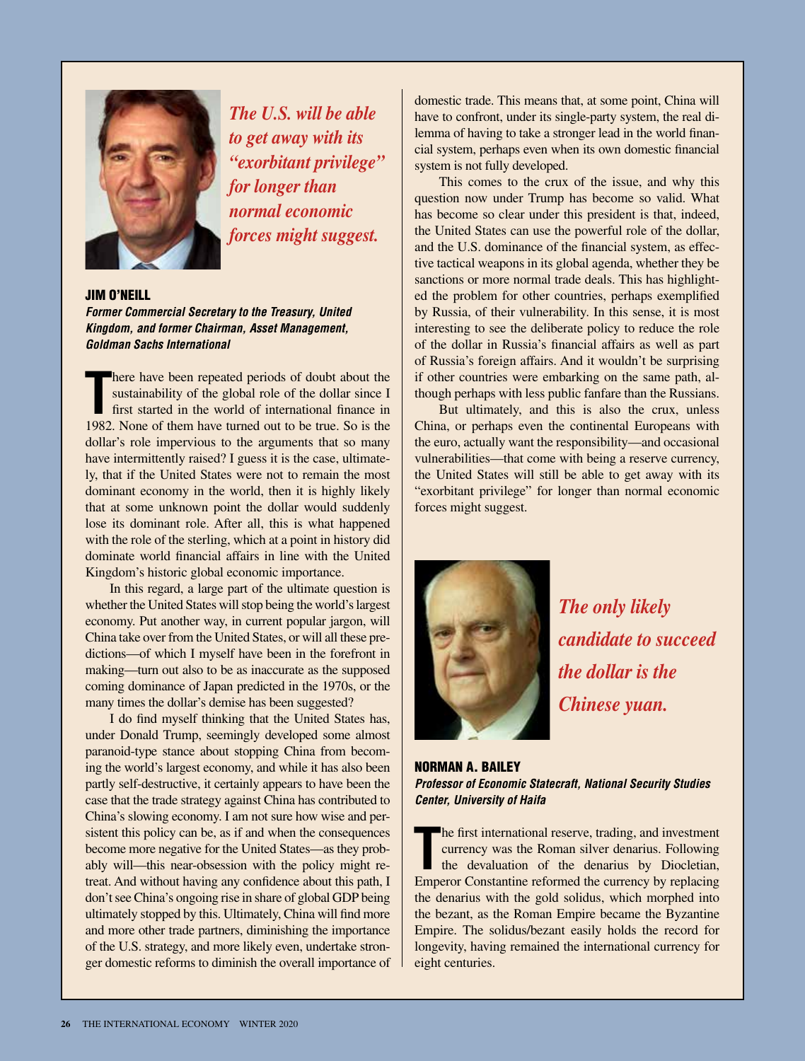*The U.S. will be able to get away with its "exorbitant privilege" for longer than normal economic forces might suggest.*

## JIM O'NEILL

***Former Commercial Secretary to the Treasury, United Kingdom, and former Chairman, Asset Management, Goldman Sachs International***

There have been repeated periods of doubt about the sustainability of the global role of the dollar since I first started in the world of international finance in 1982. None of them have turned out to be true. So is the dollar's role impervious to the arguments that so many have intermittently raised? I guess it is the case, ultimately, that if the United States were not to remain the most dominant economy in the world, then it is highly likely that at some unknown point the dollar would suddenly lose its dominant role. After all, this is what happened with the role of the sterling, which at a point in history did dominate world financial affairs in line with the United Kingdom's historic global economic importance.

In this regard, a large part of the ultimate question is whether the United States will stop being the world's largest economy. Put another way, in current popular jargon, will China take over from the United States, or will all these predictions—of which I myself have been in the forefront in making—turn out also to be as inaccurate as the supposed coming dominance of Japan predicted in the 1970s, or the many times the dollar's demise has been suggested?

I do find myself thinking that the United States has, under Donald Trump, seemingly developed some almost paranoid-type stance about stopping China from becoming the world's largest economy, and while it has also been partly self-destructive, it certainly appears to have been the case that the trade strategy against China has contributed to China's slowing economy. I am not sure how wise and persistent this policy can be, as if and when the consequences become more negative for the United States—as they probably will—this near-obsession with the policy might retreat. And without having any confidence about this path, I don't see China's ongoing rise in share of global GDP being ultimately stopped by this. Ultimately, China will find more and more other trade partners, diminishing the importance of the U.S. strategy, and more likely even, undertake stronger domestic reforms to diminish the overall importance of domestic trade. This means that, at some point, China will have to confront, under its single-party system, the real dilemma of having to take a stronger lead in the world financial system, perhaps even when its own domestic financial system is not fully developed.

This comes to the crux of the issue, and why this question now under Trump has become so valid. What has become so clear under this president is that, indeed, the United States can use the powerful role of the dollar, and the U.S. dominance of the financial system, as effective tactical weapons in its global agenda, whether they be sanctions or more normal trade deals. This has highlighted the problem for other countries, perhaps exemplified by Russia, of their vulnerability. In this sense, it is most interesting to see the deliberate policy to reduce the role of the dollar in Russia's financial affairs as well as part of Russia's foreign affairs. And it wouldn't be surprising if other countries were embarking on the same path, although perhaps with less public fanfare than the Russians.

But ultimately, and this is also the crux, unless China, or perhaps even the continental Europeans with the euro, actually want the responsibility—and occasional vulnerabilities—that come with being a reserve currency, the United States will still be able to get away with its "exorbitant privilege" for longer than normal economic forces might suggest.

*The only likely candidate to succeed the dollar is the Chinese yuan.*

## NORMAN A. BAILEY

***Professor of Economic Statecraft, National Security Studies Center, University of Haifa***

The first international reserve, trading, and investment currency was the Roman silver denarius. Following the devaluation of the denarius by Diocletian, Emperor Constantine reformed the currency by replacing the denarius with the gold solidus, which morphed into the bezant, as the Roman Empire became the Byzantine Empire. The solidus/bezant easily holds the record for longevity, having remained the international currency for eight centuries.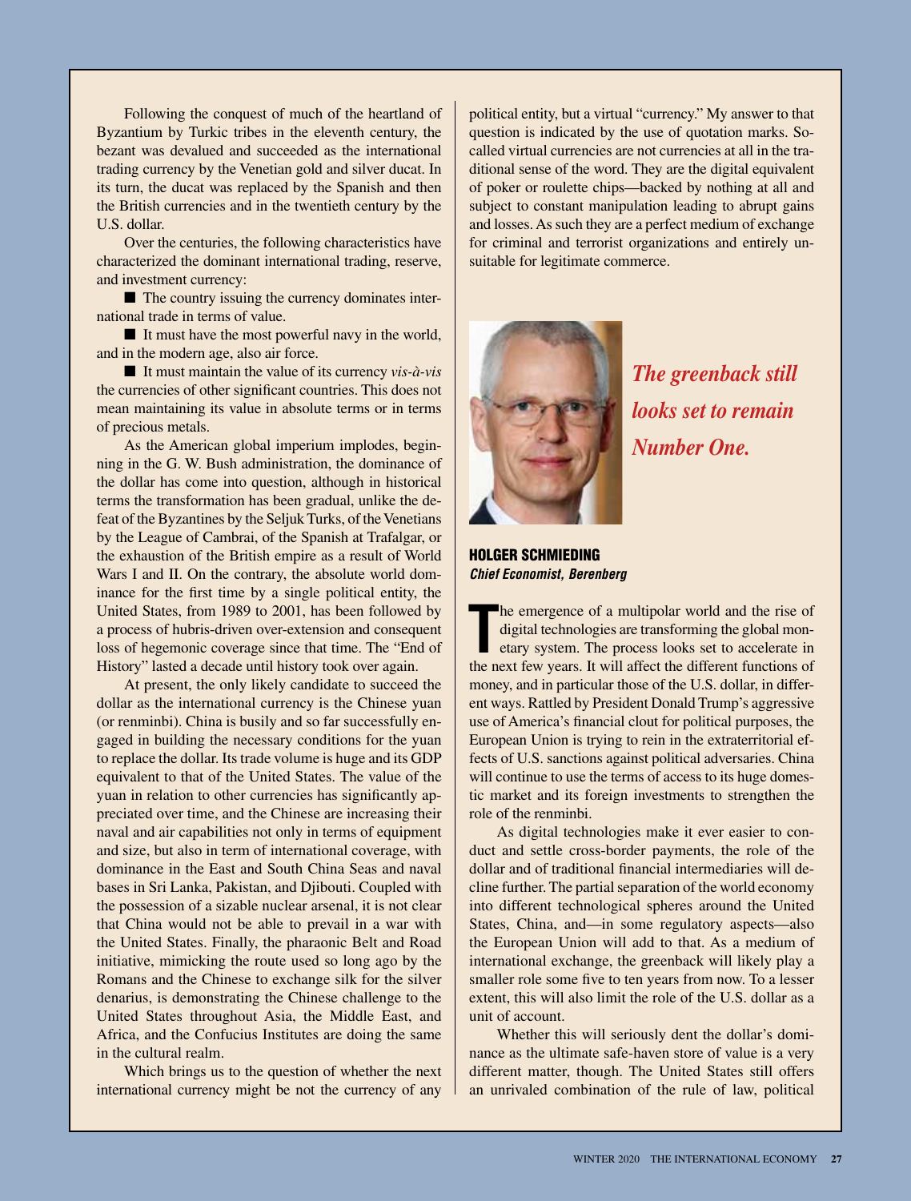Following the conquest of much of the heartland of Byzantium by Turkic tribes in the eleventh century, the bezant was devalued and succeeded as the international trading currency by the Venetian gold and silver ducat. In its turn, the ducat was replaced by the Spanish and then the British currencies and in the twentieth century by the U.S. dollar.

Over the centuries, the following characteristics have characterized the dominant international trading, reserve, and investment currency:

- The country issuing the currency dominates international trade in terms of value.
- It must have the most powerful navy in the world, and in the modern age, also air force.
- It must maintain the value of its currency *vis-à-vis* the currencies of other significant countries. This does not mean maintaining its value in absolute terms or in terms of precious metals.

As the American global imperium implodes, beginning in the G. W. Bush administration, the dominance of the dollar has come into question, although in historical terms the transformation has been gradual, unlike the defeat of the Byzantines by the Seljuk Turks, of the Venetians by the League of Cambrai, of the Spanish at Trafalgar, or the exhaustion of the British empire as a result of World Wars I and II. On the contrary, the absolute world dominance for the first time by a single political entity, the United States, from 1989 to 2001, has been followed by a process of hubris-driven over-extension and consequent loss of hegemonic coverage since that time. The "End of History" lasted a decade until history took over again.

At present, the only likely candidate to succeed the dollar as the international currency is the Chinese yuan (or renminbi). China is busily and so far successfully engaged in building the necessary conditions for the yuan to replace the dollar. Its trade volume is huge and its GDP equivalent to that of the United States. The value of the yuan in relation to other currencies has significantly appreciated over time, and the Chinese are increasing their naval and air capabilities not only in terms of equipment and size, but also in term of international coverage, with dominance in the East and South China Seas and naval bases in Sri Lanka, Pakistan, and Djibouti. Coupled with the possession of a sizable nuclear arsenal, it is not clear that China would not be able to prevail in a war with the United States. Finally, the pharaonic Belt and Road initiative, mimicking the route used so long ago by the Romans and the Chinese to exchange silk for the silver denarius, is demonstrating the Chinese challenge to the United States throughout Asia, the Middle East, and Africa, and the Confucius Institutes are doing the same in the cultural realm.

Which brings us to the question of whether the next international currency might be not the currency of any political entity, but a virtual "currency." My answer to that question is indicated by the use of quotation marks. So-called virtual currencies are not currencies at all in the traditional sense of the word. They are the digital equivalent of poker or roulette chips—backed by nothing at all and subject to constant manipulation leading to abrupt gains and losses. As such they are a perfect medium of exchange for criminal and terrorist organizations and entirely unsuitable for legitimate commerce.

***The greenback still looks set to remain Number One.***

**HOLGER SCHMIEDING**
***Chief Economist, Berenberg***

The emergence of a multipolar world and the rise of digital technologies are transforming the global monetary system. The process looks set to accelerate in the next few years. It will affect the different functions of money, and in particular those of the U.S. dollar, in different ways. Rattled by President Donald Trump's aggressive use of America's financial clout for political purposes, the European Union is trying to rein in the extraterritorial effects of U.S. sanctions against political adversaries. China will continue to use the terms of access to its huge domestic market and its foreign investments to strengthen the role of the renminbi.

As digital technologies make it ever easier to conduct and settle cross-border payments, the role of the dollar and of traditional financial intermediaries will decline further. The partial separation of the world economy into different technological spheres around the United States, China, and—in some regulatory aspects—also the European Union will add to that. As a medium of international exchange, the greenback will likely play a smaller role some five to ten years from now. To a lesser extent, this will also limit the role of the U.S. dollar as a unit of account.

Whether this will seriously dent the dollar's dominance as the ultimate safe-haven store of value is a very different matter, though. The United States still offers an unrivaled combination of the rule of law, political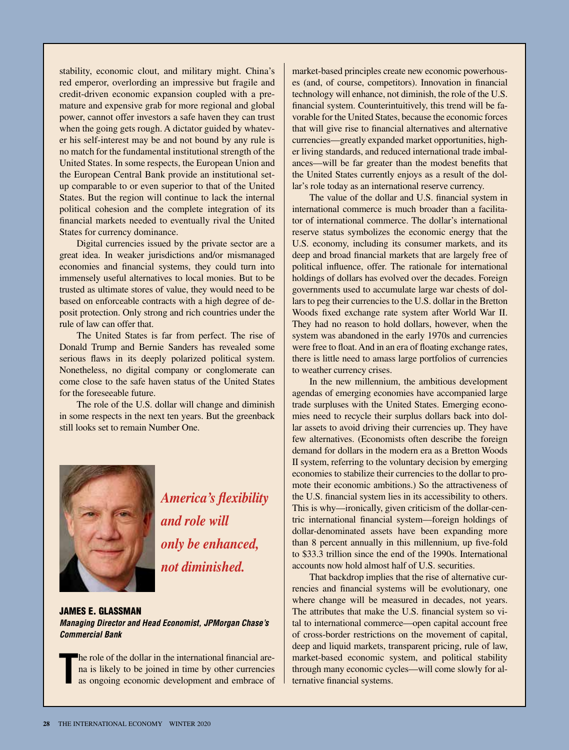stability, economic clout, and military might. China's red emperor, overlording an impressive but fragile and credit-driven economic expansion coupled with a premature and expensive grab for more regional and global power, cannot offer investors a safe haven they can trust when the going gets rough. A dictator guided by whatever his self-interest may be and not bound by any rule is no match for the fundamental institutional strength of the United States. In some respects, the European Union and the European Central Bank provide an institutional setup comparable to or even superior to that of the United States. But the region will continue to lack the internal political cohesion and the complete integration of its financial markets needed to eventually rival the United States for currency dominance.

Digital currencies issued by the private sector are a great idea. In weaker jurisdictions and/or mismanaged economies and financial systems, they could turn into immensely useful alternatives to local monies. But to be trusted as ultimate stores of value, they would need to be based on enforceable contracts with a high degree of deposit protection. Only strong and rich countries under the rule of law can offer that.

The United States is far from perfect. The rise of Donald Trump and Bernie Sanders has revealed some serious flaws in its deeply polarized political system. Nonetheless, no digital company or conglomerate can come close to the safe haven status of the United States for the foreseeable future.

The role of the U.S. dollar will change and diminish in some respects in the next ten years. But the greenback still looks set to remain Number One.

*America's flexibility and role will only be enhanced, not diminished.*

**JAMES E. GLASSMAN**
***Managing Director and Head Economist, JPMorgan Chase's Commercial Bank***

The role of the dollar in the international financial arena is likely to be joined in time by other currencies as ongoing economic development and embrace of market-based principles create new economic powerhouses (and, of course, competitors). Innovation in financial technology will enhance, not diminish, the role of the U.S. financial system. Counterintuitively, this trend will be favorable for the United States, because the economic forces that will give rise to financial alternatives and alternative currencies—greatly expanded market opportunities, higher living standards, and reduced international trade imbalances—will be far greater than the modest benefits that the United States currently enjoys as a result of the dollar's role today as an international reserve currency.

The value of the dollar and U.S. financial system in international commerce is much broader than a facilitator of international commerce. The dollar's international reserve status symbolizes the economic energy that the U.S. economy, including its consumer markets, and its deep and broad financial markets that are largely free of political influence, offer. The rationale for international holdings of dollars has evolved over the decades. Foreign governments used to accumulate large war chests of dollars to peg their currencies to the U.S. dollar in the Bretton Woods fixed exchange rate system after World War II. They had no reason to hold dollars, however, when the system was abandoned in the early 1970s and currencies were free to float. And in an era of floating exchange rates, there is little need to amass large portfolios of currencies to weather currency crises.

In the new millennium, the ambitious development agendas of emerging economies have accompanied large trade surpluses with the United States. Emerging economies need to recycle their surplus dollars back into dollar assets to avoid driving their currencies up. They have few alternatives. (Economists often describe the foreign demand for dollars in the modern era as a Bretton Woods II system, referring to the voluntary decision by emerging economies to stabilize their currencies to the dollar to promote their economic ambitions.) So the attractiveness of the U.S. financial system lies in its accessibility to others. This is why—ironically, given criticism of the dollar-centric international financial system—foreign holdings of dollar-denominated assets have been expanding more than 8 percent annually in this millennium, up five-fold to \$33.3 trillion since the end of the 1990s. International accounts now hold almost half of U.S. securities.

That backdrop implies that the rise of alternative currencies and financial systems will be evolutionary, one where change will be measured in decades, not years. The attributes that make the U.S. financial system so vital to international commerce—open capital account free of cross-border restrictions on the movement of capital, deep and liquid markets, transparent pricing, rule of law, market-based economic system, and political stability through many economic cycles—will come slowly for alternative financial systems.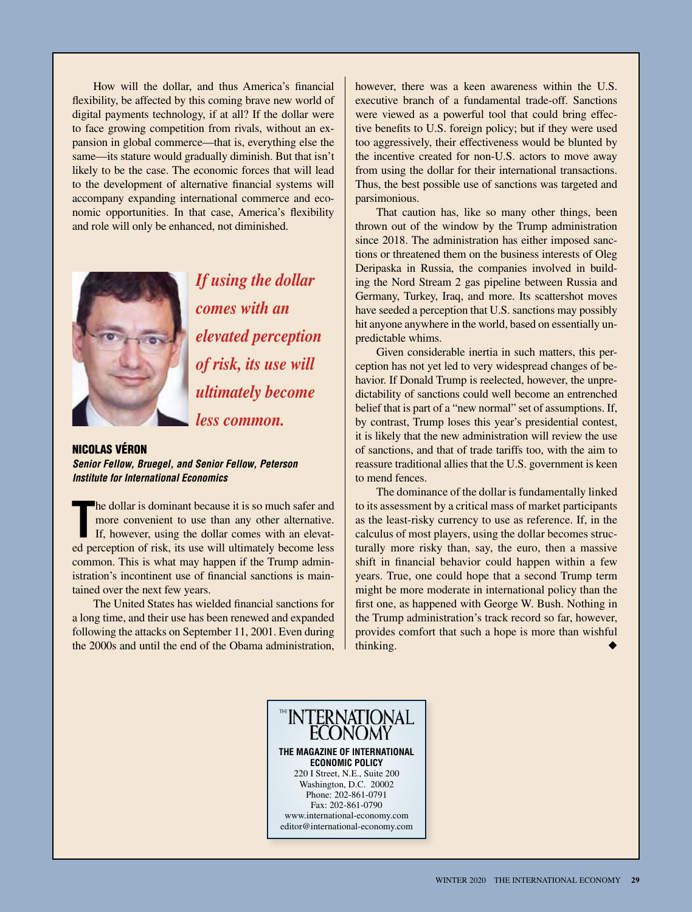How will the dollar, and thus America's financial flexibility, be affected by this coming brave new world of digital payments technology, if at all? If the dollar were to face growing competition from rivals, without an expansion in global commerce—that is, everything else the same—its stature would gradually diminish. But that isn't likely to be the case. The economic forces that will lead to the development of alternative financial systems will accompany expanding international commerce and economic opportunities. In that case, America's flexibility and role will only be enhanced, not diminished.

*If using the dollar comes with an elevated perception of risk, its use will ultimately become less common.*

**NICOLAS VÉRON**
***Senior Fellow, Bruegel, and Senior Fellow, Peterson Institute for International Economics***

The dollar is dominant because it is so much safer and more convenient to use than any other alternative. If, however, using the dollar comes with an elevated perception of risk, its use will ultimately become less common. This is what may happen if the Trump administration's incontinent use of financial sanctions is maintained over the next few years.

The United States has wielded financial sanctions for a long time, and their use has been renewed and expanded following the attacks on September 11, 2001. Even during the 2000s and until the end of the Obama administration, however, there was a keen awareness within the U.S. executive branch of a fundamental trade-off. Sanctions were viewed as a powerful tool that could bring effective benefits to U.S. foreign policy; but if they were used too aggressively, their effectiveness would be blunted by the incentive created for non-U.S. actors to move away from using the dollar for their international transactions. Thus, the best possible use of sanctions was targeted and parsimonious.

That caution has, like so many other things, been thrown out of the window by the Trump administration since 2018. The administration has either imposed sanctions or threatened them on the business interests of Oleg Deripaska in Russia, the companies involved in building the Nord Stream 2 gas pipeline between Russia and Germany, Turkey, Iraq, and more. Its scattershot moves have seeded a perception that U.S. sanctions may possibly hit anyone anywhere in the world, based on essentially unpredictable whims.

Given considerable inertia in such matters, this perception has not yet led to very widespread changes of behavior. If Donald Trump is reelected, however, the unpredictability of sanctions could well become an entrenched belief that is part of a "new normal" set of assumptions. If, by contrast, Trump loses this year's presidential contest, it is likely that the new administration will review the use of sanctions, and that of trade tariffs too, with the aim to reassure traditional allies that the U.S. government is keen to mend fences.

The dominance of the dollar is fundamentally linked to its assessment by a critical mass of market participants as the least-risky currency to use as reference. If, in the calculus of most players, using the dollar becomes structurally more risky than, say, the euro, then a massive shift in financial behavior could happen within a few years. True, one could hope that a second Trump term might be more moderate in international policy than the first one, as happened with George W. Bush. Nothing in the Trump administration's track record so far, however, provides comfort that such a hope is more than wishful thinking. ◆

THE INTERNATIONAL ECONOMY
**THE MAGAZINE OF INTERNATIONAL ECONOMIC POLICY**
220 I Street, N.E., Suite 200
Washington, D.C. 20002
Phone: 202-861-0791
Fax: 202-861-0790
www.international-economy.com
editor@international-economy.com